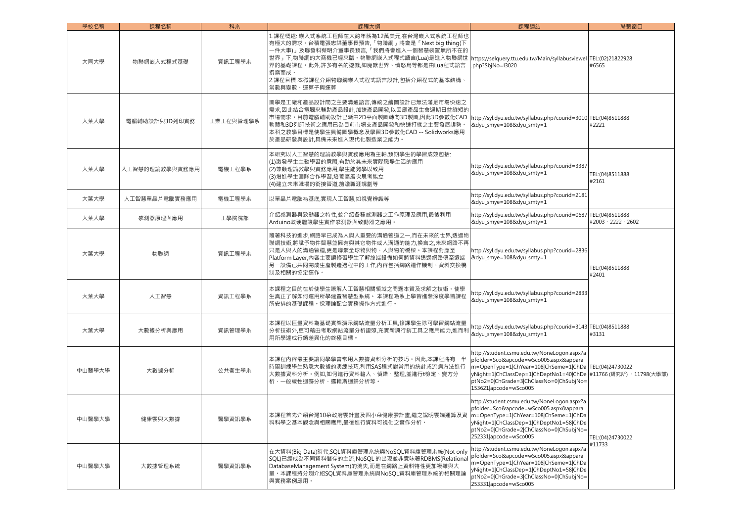| 學校名稱 | 課程名稱 | 科系 | 課程大綱 | 課程連結 | 聯繫窗口 |
|---|---|---|---|---|---|
| 大同大學 | 物聯網嵌入式程式基礎 | 資訊工程學系 | 1.課程概述: 嵌入式系統工程師在大約年薪為12萬美元,在台灣嵌入式系統工程師也有極大的需求。台積電張忠謀董事長預告,「物聯網」將會是「Next big thing(下一件大事)」及聯發科蔡明介董事長預言,「我們將會進入一個智慧裝置無所不在的世界」下,物聯網的大商機已經來臨。物聯網嵌入式程式語言(Lua)是進入物聯網世界的基礎課程。此外,許多有名的遊戲,如魔獸世界、憤怒鳥等都是由Lua程式語言撰寫而成。<br>2.課程目標 本微課程介紹物聯網嵌入式程式語言設計,包括介紹程式的基本結構、常數與變數、運算子與運算 | https://selquery.ttu.edu.tw/Main/syllabusviewel.php?SbjNo=I3020 | TEL:(02)21822928 #6565 |
| 大葉大學 | 電腦輔助設計與3D列印實務 | 工業工程與管理學系 | 圖學是工廠和產品設計間之主要溝通語言,傳統之繪圖設計已無法滿足市場快速之需求,因此結合電腦來輔助產品設計,加速產品開發,以因應產品生命週期日益縮短的市場需求。目前電腦輔助設計已漸由2D平面製圖轉向3D製圖,因此3D參數化CAD軟體和3D列印技術之應用已為目前市場支產品開發和快速打樣之主要發展趨勢。本科之教學目標是使學生具備圖學概念及學習3D參數化CAD -- Solidworks應用於產品研發與設計,具備未來進入現代化製造業之能力。 | http://syl.dyu.edu.tw/syllabus.php?courid=3010&dyu_smye=108&dyu_smty=1 | TEL:(04)8511888 #2221 |
| 大葉大學 | 人工智慧的理論教學與實務應用 | 電機工程學系 | 本研究以人工智慧的理論教學與實務應用為主軸,預期學生的學習成效包括:<br>(1)激發學生主動學習的意願,有助於其未來實際職場生活的應用<br>(2)兼顧理論教學與實務應用,學生能夠學以致用<br>(3)增進學生團隊合作學習,培養高層次思考能立<br>(4)建立未來職場的銜接管道,前瞻職涯規劃等 | http://syl.dyu.edu.tw/syllabus.php?courid=3387&dyu_smye=108&dyu_smty=1 | TEL:(04)8511888 #2161 |
| 大葉大學 | 人工智慧單晶片電腦實務應用 | 電機工程學系 | 以單晶片電腦為基底,實現人工智慧,如視覺辨識等 | http://syl.dyu.edu.tw/syllabus.php?courid=2181&dyu_smye=108&dyu_smty=1 | |
| 大葉大學 | 感測器原理與應用 | 工學院院部 | 介紹感測器與致動器之特性,並介紹各種感測器之工作原理及應用,最後利用Arduino軟硬體讓學生實作感測器與致動器之應用。 | http://syl.dyu.edu.tw/syllabus.php?courid=0687&dyu_smye=108&dyu_smty=1 | TEL:(04)8511888 #2003、2222、2602 |
| 大葉大學 | 物聯網 | 資訊工程學系 | 隨著科技的進步,網路早已成為人與人重要的溝通管道之一,而在未來的世界,透過物聯網技術,將賦予物件智慧並擁有與其它物件或人溝通的能力,換言之,未來網路不再只是人與人的溝通管道,更是聯繫全球物與物、人與物的橋樑。本課程對應至Platform Layer,內容主要讓修習學生了解終端設備如何將資料透過網路傳至遠端另一設備已共同完成生產製造過程中的工作,內容包括網路運作機制、資料交換機制及相關的協定運作。 | http://syl.dyu.edu.tw/syllabus.php?courid=2836&dyu_smye=108&dyu_smty=1 | TEL:(04)8511888 #2401 |
| 大葉大學 | 人工智慧 | 資訊工程學系 | 本課程之目的在於使學生瞭解人工智慧相關領域之問題本質及求解之技術。使學生真正了解如何運用所學建置智慧型系統。 本課程為系上學習進階深度學習課程所安排的基礎課程。採理論配合實務操作方式進行。 | http://syl.dyu.edu.tw/syllabus.php?courid=2833&dyu_smye=108&dyu_smty=1 | |
| 大葉大學 | 大數據分析與應用 | 資訊管理學系 | 本課程以巨量資料為基礎實際演示網站流量分析工具,修課學生除可學習網站流量分析技術外,更可藉由考取網站流量分析證照,充實新興行銷工具之應用能力,進而利用所學達成行銷差異化的終極目標。 | http://syl.dyu.edu.tw/syllabus.php?courid=3143&dyu_smye=108&dyu_smty=1 | TEL:(04)8511888 #3131 |
| 中山醫學大學 | 大數據分析 | 公共衛生學系 | 本課程內容最主要讓同學學會常用大數據資料分析的技巧。因此,本課程將有一半時間訓練學生熟悉大數據的演練技巧,利用SAS程式對常用的統計或流病方法進行大數據資料分析。例如,如何進行資料輸入、偵錯、整理,並進行t檢定、變方分析、一般線性迴歸分析、邏輯斯迴歸分析等。 | http://student.csmu.edu.tw/NoneLogon.aspx?apfolder=Sco&apcode=wSco005.aspx&apparam=OpenType=1\|ChYear=108\|ChSeme=1\|ChDayNight=1\|ChClassDep=1\|ChDeptNo1=40\|ChDeptNo2=0\|ChGrade=3\|ChClassNo=0\|ChSubjNo=153621\|apcode=wSco005 | TEL:(04)24730022 #11766 (研究所)、11798(大學部) |
| 中山醫學大學 | 健康雲與大數據 | 醫學資訊學系 | 本課程首先介紹台灣10朵政府雲計畫及四小朵健康雲計畫,繼之說明雲端運算及資料科學之基本觀念與相關應用,最後進行資料可視化之實作分析。 | http://student.csmu.edu.tw/NoneLogon.aspx?apfolder=Sco&apcode=wSco005.aspx&apparam=OpenType=1\|ChYear=108\|ChSeme=1\|ChDayNight=1\|ChClassDep=1\|ChDeptNo1=58\|ChDeptNo2=0\|ChGrade=2\|ChClassNo=0\|ChSubjNo=252331\|apcode=wSco005 | TEL:(04)24730022 #11733 |
| 中山醫學大學 | 大數據管理系統 | 醫學資訊學系 | 在大資料(Big Data)時代,SQL資料庫管理系統與NoSQL資料庫管理系統(Not only SQL)已經成為不同資料儲存的主流,NoSQL 的出現並非意味著RDBMS(Relational DatabaseManagement System)的消失,而是在網路上資料特性更加複雜與大量,本課程將分別介紹SQL資料庫管理系統與NoSQL資料庫管理系統的相關理論與實務案例應用。 | http://student.csmu.edu.tw/NoneLogon.aspx?apfolder=Sco&apcode=wSco005.aspx&apparam=OpenType=1\|ChYear=108\|ChSeme=1\|ChDayNight=1\|ChClassDep=1\|ChDeptNo1=58\|ChDeptNo2=0\|ChGrade=3\|ChClassNo=0\|ChSubjNo=253331\|apcode=wSco005 | |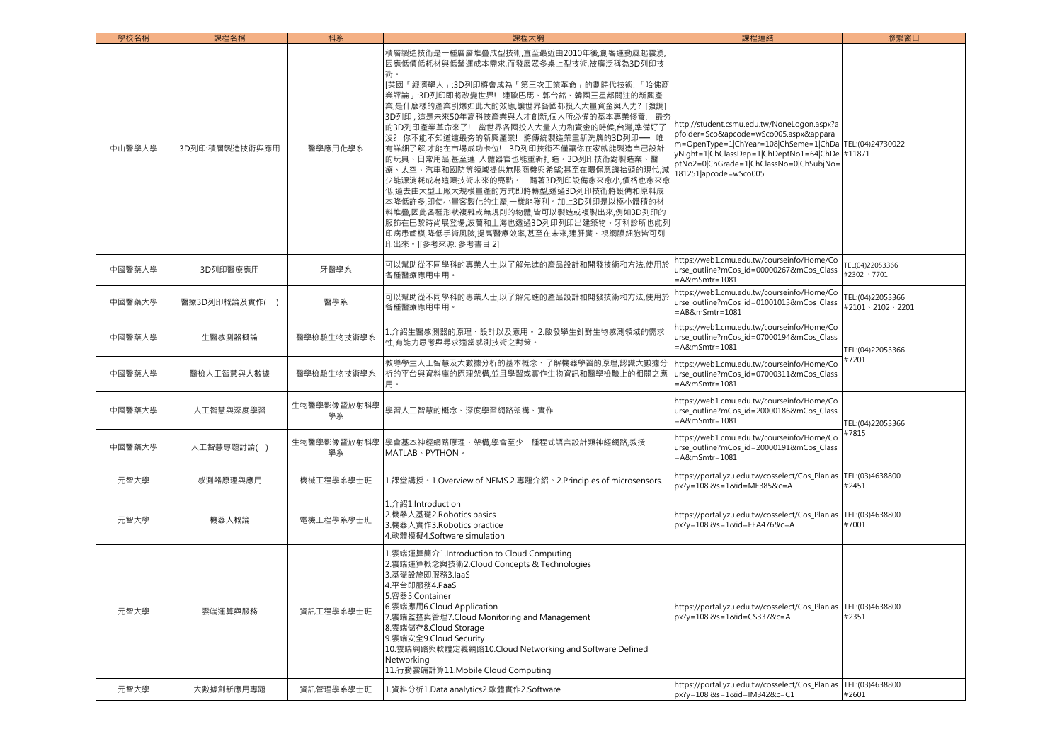| 學校名稱 | 課程名稱 | 科系 | 課程大綱 | 課程連結 | 聯繫窗口 |
|---|---|---|---|---|---|
| 中山醫學大學 | 3D列印:積層製造技術與應用 | 醫學應用化學系 | 積層製造技術是一種層層堆疊成型技術,直至最近由2010年後,創客運動風起雲湧,因應低價低耗材與低營運成本需求,而發展眾多桌上型技術,被廣泛稱為3D列印技術。 [英國「經濟學人」:3D列印將會成為「第三次工業革命」的劃時代技術!「哈佛商業評論」:3D列印即將改變世界! 連歐巴馬、郭台銘、韓國三星都關注的新興產業,是什麼樣的產業引爆如此大的效應,讓世界各國都投入大量資金與人力? [強調] 3D列印,這是未來50年高科技產業與人才創新,個人所必備的基本專業修養. 最夯的3D列印產業革命來了! 當世界各國投入大量人力和資金的時候,台灣,準備好了沒? 你不能不知道這最夯的新興產業! 將傳統製造業重新洗牌的3D列印── 唯有詳細了解,才能在市場成功卡位! 3D列印技術不僅讓你在家就能製造自己設計的玩具、日常用品,甚至連 人體器官也能重新打造。3D列印技術對製造業、醫療、太空、汽車和國防等領域提供無限商機與希望;甚至在環保意識抬頭的現代,減少能源消耗成為這項技術未來的亮點。 隨著3D列印設備愈來愈小,價格也愈來愈低,過去由大型工廠大規模量產的方式即將轉型,透過3D列印技術將設備和原料成本降低許多,即使小量客製化的生產,一樣能獲利。加上3D列印是以極小體積的材料堆疊,因此各種形狀複雜或無規則的物體,皆可以製造或複製出來,例如3D列印的服飾在巴黎時尚展登場,波蘭和上海也透過3D列印列印出建築物。牙科診所也能列印病患齒模,降低手術風險,提高醫療效率,甚至在未來,連肝臟、視網膜細胞皆可列印出來。][參考來源: 參考書目 2] | http://student.csmu.edu.tw/NoneLogon.aspx?apfolder=Sco&apcode=wSco005.aspx&apparam=OpenType=1\|ChYear=108\|ChSeme=1\|ChDayNight=1\|ChClassDep=1\|ChDeptNo1=64\|ChDeptNo2=0\|ChGrade=1\|ChClassNo=0\|ChSubjNo=181251\|apcode=wSco005 | TEL:(04)24730022 #11871 |
| 中國醫藥大學 | 3D列印醫療應用 | 牙醫學系 | 可以幫助從不同學科的專業人士,以了解先進的產品設計和開發技術和方法,使用於各種醫療應用中用。 | https://web1.cmu.edu.tw/courseinfo/Home/Course_outline?mCos_id=00000267&mCos_Class=A&mSmtr=1081 | TEL(04)22053366 #2302、7701 |
| 中國醫藥大學 | 醫療3D列印概論及實作(一) | 醫學系 | 可以幫助從不同學科的專業人士,以了解先進的產品設計和開發技術和方法,使用於各種醫療應用中用。 | https://web1.cmu.edu.tw/courseinfo/Home/Course_outline?mCos_id=01001013&mCos_Class=AB&mSmtr=1081 | TEL:(04)22053366 #2101、2102、2201 |
| 中國醫藥大學 | 生醫感測器概論 | 醫學檢驗生物技術學系 | 1.介紹生醫感測器的原理、設計以及應用。 2.啟發學生針對生物感測領域的需求性,有能力思考與尋求適當感測技術之對策。 | https://web1.cmu.edu.tw/courseinfo/Home/Course_outline?mCos_id=07000194&mCos_Class=A&mSmtr=1081 | TEL:(04)22053366 #7201 |
| 中國醫藥大學 | 醫檢人工智慧與大數據 | 醫學檢驗生物技術學系 | 教導學生人工智慧及大數據分析的基本概念、了解機器學習的原理,認識大數據分析的平台與資料庫的原理架構,並且學習或實作生物資訊和醫學檢驗上的相關之應用。 | https://web1.cmu.edu.tw/courseinfo/Home/Course_outline?mCos_id=07000311&mCos_Class=A&mSmtr=1081 | |
| 中國醫藥大學 | 人工智慧與深度學習 | 生物醫學影像暨放射科學學系 | 學習人工智慧的概念、深度學習網路架構、實作 | https://web1.cmu.edu.tw/courseinfo/Home/Course_outline?mCos_id=20000186&mCos_Class=A&mSmtr=1081 | TEL:(04)22053366 #7815 |
| 中國醫藥大學 | 人工智慧專題討論(一) | 生物醫學影像暨放射科學學系 | 學會基本神經網路原理、架構,學會至少一種程式語言設計類神經網路,教授MATLAB、PYTHON。 | https://web1.cmu.edu.tw/courseinfo/Home/Course_outline?mCos_id=20000191&mCos_Class=A&mSmtr=1081 | |
| 元智大學 | 感測器原理與應用 | 機械工程學系學士班 | 1.課堂講授。1.Overview of NEMS.2.專題介紹。2.Principles of microsensors. | https://portal.yzu.edu.tw/cosselect/Cos_Plan.aspx?y=108 &s=1&id=ME385&c=A | TEL:(03)4638800 #2451 |
| 元智大學 | 機器人概論 | 電機工程學系學士班 | 1.介紹1.Introduction<br>2.機器人基礎2.Robotics basics<br>3.機器人實作3.Robotics practice<br>4.軟體模擬4.Software simulation | https://portal.yzu.edu.tw/cosselect/Cos_Plan.aspx?y=108 &s=1&id=EEA476&c=A | TEL:(03)4638800 #7001 |
| 元智大學 | 雲端運算與服務 | 資訊工程學系學士班 | 1.雲端運算簡介1.Introduction to Cloud Computing<br>2.雲端運算概念與技術2.Cloud Concepts & Technologies<br>3.基礎設施即服務3.IaaS<br>4.平台即服務4.PaaS<br>5.容器5.Container<br>6.雲端應用6.Cloud Application<br>7.雲端監控與管理7.Cloud Monitoring and Management<br>8.雲端儲存8.Cloud Storage<br>9.雲端安全9.Cloud Security<br>10.雲端網路與軟體定義網路10.Cloud Networking and Software Defined Networking<br>11.行動雲端計算11.Mobile Cloud Computing | https://portal.yzu.edu.tw/cosselect/Cos_Plan.aspx?y=108 &s=1&id=CS337&c=A | TEL:(03)4638800 #2351 |
| 元智大學 | 大數據創新應用專題 | 資訊管理學系學士班 | 1.資料分析1.Data analytics2.軟體實作2.Software | https://portal.yzu.edu.tw/cosselect/Cos_Plan.aspx?y=108 &s=1&id=IM342&c=C1 | TEL:(03)4638800 #2601 |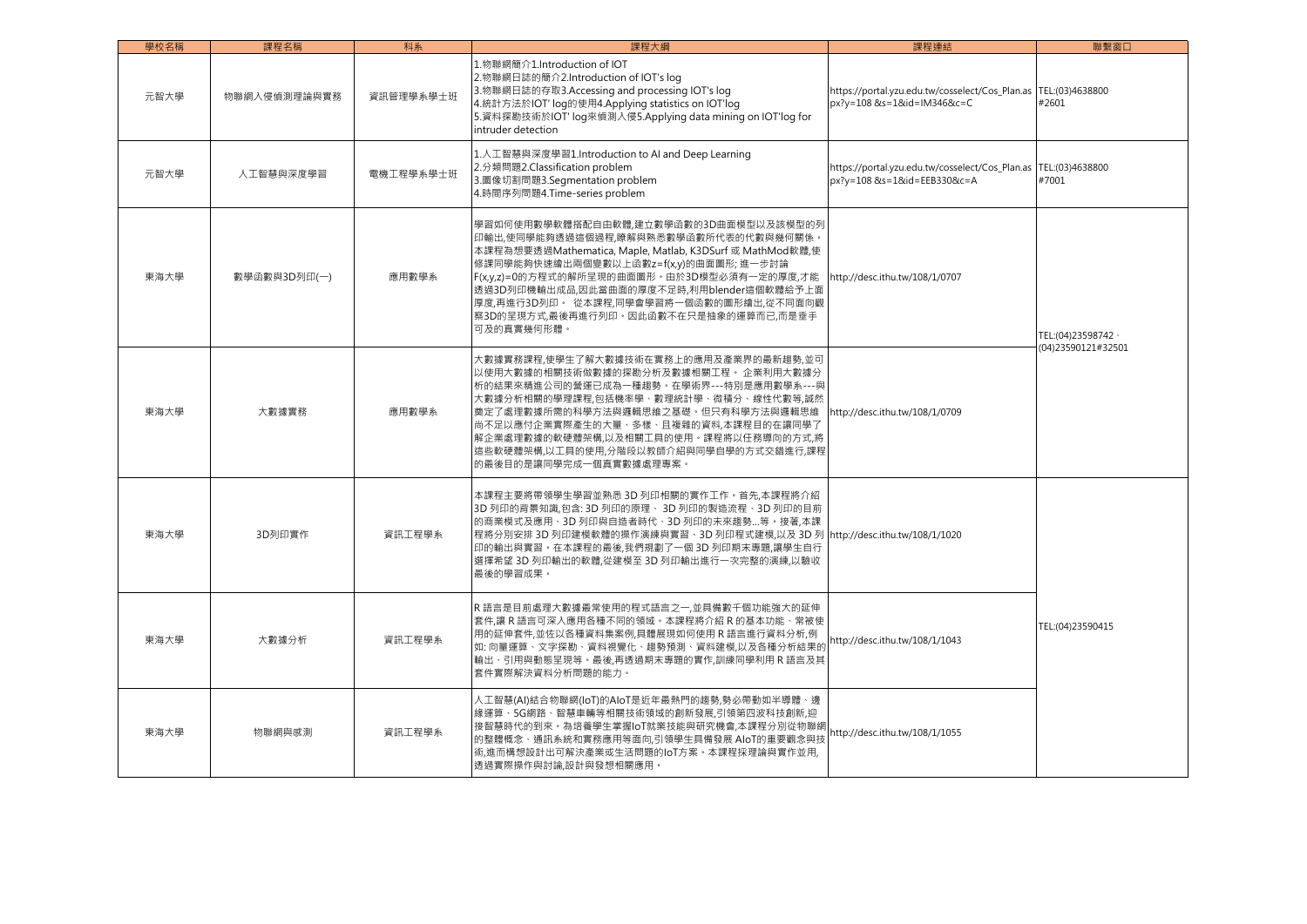| 學校名稱 | 課程名稱 | 科系 | 課程大綱 | 課程連結 | 聯繫窗口 |
|---|---|---|---|---|---|
| 元智大學 | 物聯網入侵偵測理論與實務 | 資訊管理學系學士班 | 1.物聯網簡介1.Introduction of IOT<br>2.物聯網日誌的簡介2.Introduction of IOT's log<br>3.物聯網日誌的存取3.Accessing and processing IOT's log<br>4.統計方法於IOT' log的使用4.Applying statistics on IOT'log<br>5.資料探勘技術於IOT' log來偵測入侵5.Applying data mining on IOT'log for intruder detection | https://portal.yzu.edu.tw/cosselect/Cos_Plan.aspx?y=108 &s=1&id=IM346&c=C | TEL:(03)4638800 #2601 |
| 元智大學 | 人工智慧與深度學習 | 電機工程學系學士班 | 1.人工智慧與深度學習1.Introduction to AI and Deep Learning<br>2.分類問題2.Classification problem<br>3.圖像切割問題3.Segmentation problem<br>4.時間序列問題4.Time-series problem | https://portal.yzu.edu.tw/cosselect/Cos_Plan.aspx?y=108 &s=1&id=EEB330&c=A | TEL:(03)4638800 #7001 |
| 東海大學 | 數學函數與3D列印(一) | 應用數學系 | 學習如何使用數學軟體搭配自由軟體,建立數學函數的3D曲面模型以及該模型的列印輸出,使同學能夠透過這個過程,瞭解與熟悉數學函數所代表的代數與幾何關係。本課程為想要透過Mathematica, Maple, Matlab, K3DSurf 或 MathMod軟體,使修課同學能夠快速繪出兩個變數以上函數z=f(x,y)的曲面圖形; 進一步討論F(x,y,z)=0的方程式的解所呈現的曲面圖形。由於3D模型必須有一定的厚度,才能透過3D列印機輸出成品,因此當曲面的厚度不足時,利用blender這個軟體給予上面厚度,再進行3D列印。 從本課程,同學會學習將一個函數的圖形繪出,從不同面向觀察3D的呈現方式,最後再進行列印。因此函數不在只是抽象的運算而已,而是垂手可及的真實幾何形體。 | http://desc.ithu.tw/108/1/0707 | TEL:(04)23598742、(04)23590121#32501 |
| 東海大學 | 大數據實務 | 應用數學系 | 大數據實務課程,使學生了解大數據技術在實務上的應用及產業界的最新趨勢,並可以使用大數據的相關技術做數據的探勘分析及數據相關工程。 企業利用大數據分析的結果來精進公司的營運已成為一種趨勢。在學術界---特別是應用數學系---與大數據分析相關的學理課程,包括機率學、數理統計學、微積分、線性代數等,誠然奠定了處理數據所需的科學方法與邏輯思維之基礎。但只有科學方法與邏輯思維尚不足以應付企業實際產生的大量、多樣、且複雜的資料,本課程目的在讓同學了解企業處理數據的軟硬體架構,以及相關工具的使用。課程將以任務導向的方式,將這些軟硬體架構,以工具的使用,分階段以教師介紹與同學自學的方式交錯進行,課程的最後目的是讓同學完成一個真實數據處理專案。 | http://desc.ithu.tw/108/1/0709 | TEL:(04)23598742、(04)23590121#32501 |
| 東海大學 | 3D列印實作 | 資訊工程學系 | 本課程主要將帶領學生學習並熟悉 3D 列印相關的實作工作。首先,本課程將介紹 3D 列印的背景知識,包含: 3D 列印的原理、 3D 列印的製造流程、3D 列印的目前的商業模式及應用、3D 列印與自造者時代、3D 列印的未來趨勢...等。接著,本課程將分別安排 3D 列印建模軟體的操作演練與實習、3D 列印程式建模,以及 3D 列印的輸出與實習。在本課程的最後,我們規劃了一個 3D 列印期末專題,讓學生自行選擇希望 3D 列印輸出的軟體,從建模至 3D 列印輸出進行一次完整的演練,以驗收最後的學習成果。 | http://desc.ithu.tw/108/1/1020 | TEL:(04)23590415 |
| 東海大學 | 大數據分析 | 資訊工程學系 | R 語言是目前處理大數據最常使用的程式語言之一,並具備數千個功能強大的延伸套件,讓 R 語言可深入應用各種不同的領域。本課程將介紹 R 的基本功能、常被使用的延伸套件,並佐以各種資料集案例,具體展現如何使用 R 語言進行資料分析,例如: 向量運算、文字探勘、資料視覺化、趨勢預測、資料建模,以及各種分析結果的輸出、引用與動態呈現等。最後,再透過期末專題的實作,訓練同學利用 R 語言及其套件實際解決資料分析問題的能力。 | http://desc.ithu.tw/108/1/1043 | TEL:(04)23590415 |
| 東海大學 | 物聯網與感測 | 資訊工程學系 | 人工智慧(AI)結合物聯網(IoT)的AIoT是近年最熱門的趨勢,勢必帶動如半導體、邊緣運算、5G網路、智慧車輛等相關技術領域的創新發展,引領第四波科技創新,迎接智慧時代的到來。為培養學生掌握IoT就業技能與研究機會,本課程分別從物聯網的整體概念、通訊系統和實務應用等面向,引領學生具備發展 AIoT的重要觀念與技術,進而構想設計出可解決產業或生活問題的IoT方案。本課程採理論與實作並用,透過實際操作與討論,設計與發想相關應用。 | http://desc.ithu.tw/108/1/1055 | TEL:(04)23590415 |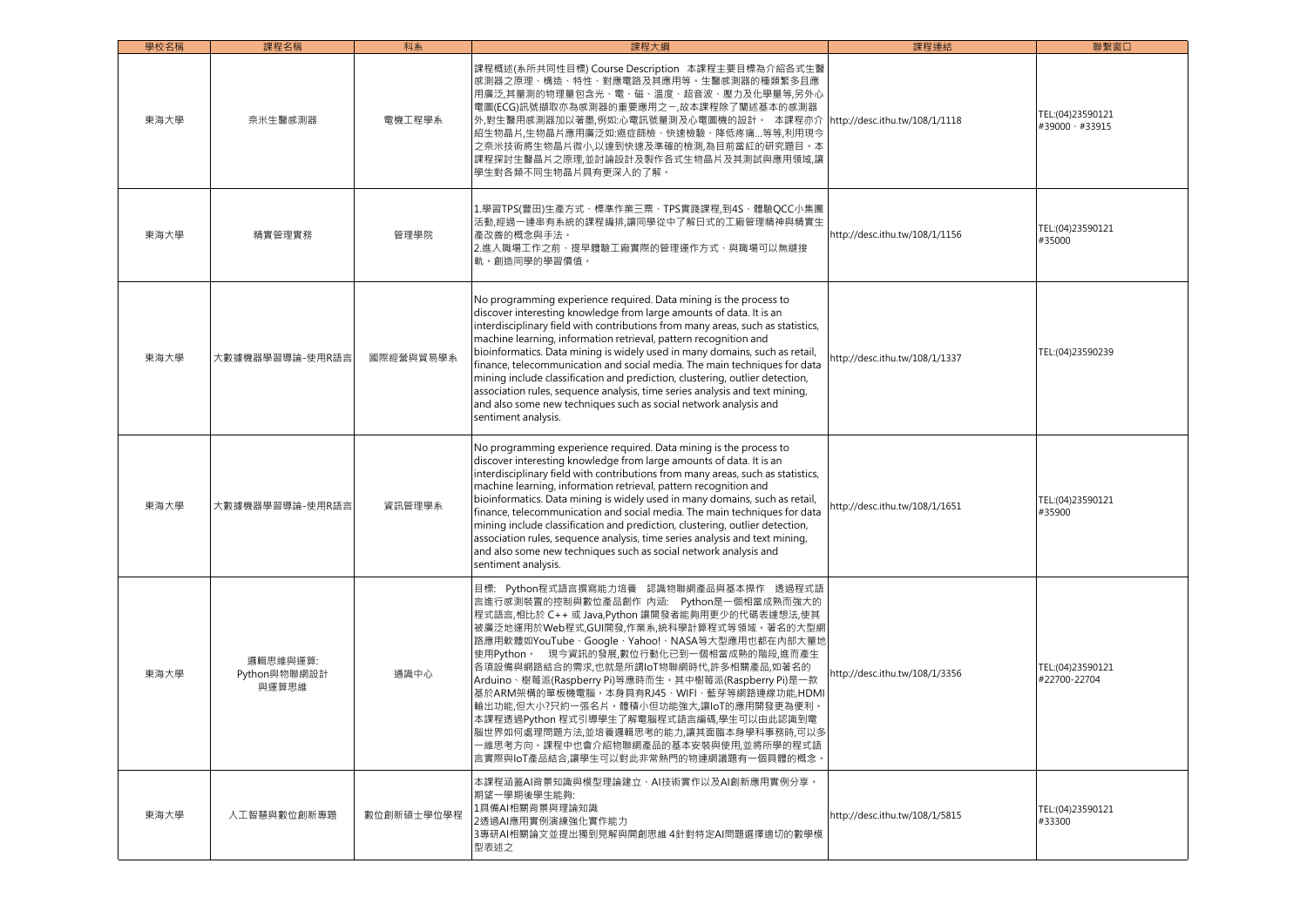| 學校名稱 | 課程名稱 | 科系 | 課程大綱 | 課程連結 | 聯繫窗口 |
| --- | --- | --- | --- | --- | --- |
| 東海大學 | 奈米生醫感測器 | 電機工程學系 | 課程概述(系所共同性目標) Course Description　本課程主要目標為介紹各式生醫感測器之原理、構造、特性、對應電路及其應用等。生醫感測器的種類繁多且應用廣泛,其量測的物理量包含光、電、磁、溫度、超音波、壓力及化學量等,另外心電圖(ECG)訊號擷取亦為感測器的重要應用之一,故本課程除了闡述基本的感測器外,對生醫用感測器加以著墨,例如:心電訊號量測及心電圖機的設計。　本課程亦介紹生物晶片,生物晶片應用廣泛如:癌症篩檢、快速檢驗、降低疼痛...等等,利用現今之奈米技術將生物晶片微小,以達到快速及準確的檢測,為目前當紅的研究題目。本課程探討生醫晶片之原理,並討論設計及製作各式生物晶片及其測試與應用領域,讓學生對各類不同生物晶片具有更深入的了解。 | http://desc.ithu.tw/108/1/1118 | TEL:(04)23590121 #39000、#33915 |
| 東海大學 | 精實管理實務 | 管理學院 | 1.學習TPS(豐田)生產方式、標準作業三票、TPS實踐課程,到4S、體驗QCC小集團活動,經過一連串有系統的課程編排,讓同學從中了解日式的工廠管理精神與精實生產改善的概念與手法。<br>2.進入職場工作之前、提早體驗工廠實際的管理運作方式、與職場可以無縫接軌，創造同學的學習價值。 | http://desc.ithu.tw/108/1/1156 | TEL:(04)23590121 #35000 |
| 東海大學 | 大數據機器學習導論-使用R語言 | 國際經營與貿易學系 | No programming experience required. Data mining is the process to discover interesting knowledge from large amounts of data. It is an interdisciplinary field with contributions from many areas, such as statistics, machine learning, information retrieval, pattern recognition and bioinformatics. Data mining is widely used in many domains, such as retail, finance, telecommunication and social media. The main techniques for data mining include classification and prediction, clustering, outlier detection, association rules, sequence analysis, time series analysis and text mining, and also some new techniques such as social network analysis and sentiment analysis. | http://desc.ithu.tw/108/1/1337 | TEL:(04)23590239 |
| 東海大學 | 大數據機器學習導論-使用R語言 | 資訊管理學系 | No programming experience required. Data mining is the process to discover interesting knowledge from large amounts of data. It is an interdisciplinary field with contributions from many areas, such as statistics, machine learning, information retrieval, pattern recognition and bioinformatics. Data mining is widely used in many domains, such as retail, finance, telecommunication and social media. The main techniques for data mining include classification and prediction, clustering, outlier detection, association rules, sequence analysis, time series analysis and text mining, and also some new techniques such as social network analysis and sentiment analysis. | http://desc.ithu.tw/108/1/1651 | TEL:(04)23590121 #35900 |
| 東海大學 | 邏輯思維與運算:Python與物聯網設計與運算思維 | 通識中心 | 目標:　Python程式語言撰寫能力培養　認識物聯網產品與基本操作　透過程式語言進行感測裝置的控制與數位產品創作 內涵:　Python是一個相當成熟而強大的程式語言,相比於 C++ 或 Java,Python 讓開發者能夠用更少的代碼表達想法,使其被廣泛地運用於Web程式,GUI開發,作業系,統科學計算程式等領域。著名的大型網路應用軟體如YouTube、Google、Yahoo!、NASA等大型應用也都在內部大量地使用Python。　現今資訊的發展,數位行動化已到一個相當成熟的階段,進而產生各項設備與網路結合的需求,也就是所謂IoT物聯網時代,許多相關產品,如著名的Arduino、樹莓派(Raspberry Pi)等應時而生。其中樹莓派(Raspberry Pi)是一款基於ARM架構的單板機電腦。本身具有RJ45、WIFI、藍芽等網路連線功能,HDMI輸出功能,但大小?只約一張名片。體積小但功能強大,讓IoT的應用開發更為便利。本課程透過Python 程式引導學生了解電腦程式語言編碼,學生可以由此認識到電腦世界如何處理問題方法,並培養邏輯思考的能力,讓其面臨本身學科事務時,可以多一維思考方向。課程中也會介紹物聯網產品的基本安裝與使用,並將所學的程式語言實際與IoT產品結合,讓學生可以對此非常熱門的物連網議題有一個具體的概念。 | http://desc.ithu.tw/108/1/3356 | TEL:(04)23590121 #22700-22704 |
| 東海大學 | 人工智慧與數位創新專題 | 數位創新碩士學位學程 | 本課程涵蓋AI背景知識與模型理論建立、AI技術實作以及AI創新應用實例分享。期望一學期後學生能夠:<br>1具備AI相關背景與理論知識<br>2透過AI應用實例演練強化實作能力<br>3專研AI相關論文並提出獨到見解與開創思維 4針對特定AI問題選擇適切的數學模型表述之 | http://desc.ithu.tw/108/1/5815 | TEL:(04)23590121 #33300 |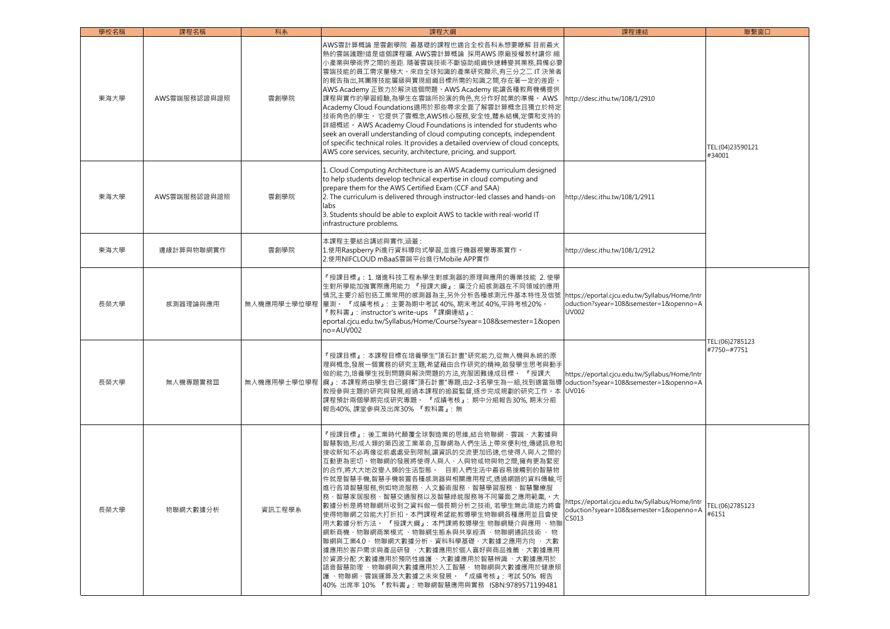| 學校名稱 | 課程名稱 | 科系 | 課程大綱 | 課程連結 | 聯繫窗口 |
| --- | --- | --- | --- | --- | --- |
| 東海大學 | AWS雲端服務認證與證照 | 雲創學院 | AWS雲計算概論 是雲創學院 最基礎的課程也適合全校各科系想要瞭解 目前最火熱的雲端議題!這是這個課程囉. AWS雲計算概論 採用AWS 原廠授權教材讓你 縮小產業與學術界之間的差距. 隨著雲端技術不斷協助組織快速轉變其業務,具備必要雲端技能的員工需求量極大。來自全球知識的產業研究顯示,有三分之二 IT 決策者的報告指出,其團隊技能層級與實現組織目標所需的知識之間,存在著一定的差距。AWS Academy 正致力於解決這個問題。AWS Academy 能讓各種教育機構提供課程與實作的學習經驗,為學生在雲端所扮演的角色,充分作好就業的準備。 AWS Academy Cloud Foundations適用於那些尋求全面了解雲計算概念且獨立於特定技術角色的學生。 它提供了雲概念,AWS核心服務,安全性,體系結構,定價和支持的詳細概述。 AWS Academy Cloud Foundations is intended for students who seek an overall understanding of cloud computing concepts, independent of specific technical roles. It provides a detailed overview of cloud concepts, AWS core services, security, architecture, pricing, and support. | http://desc.ithu.tw/108/1/2910 | TEL:(04)23590121 #34001 |
| 東海大學 | AWS雲端服務認證與證照 | 雲創學院 | 1. Cloud Computing Architecture is an AWS Academy curriculum designed to help students develop technical expertise in cloud computing and prepare them for the AWS Certified Exam (CCF and SAA)<br>2. The curriculum is delivered through instructor-led classes and hands-on labs<br>3. Students should be able to exploit AWS to tackle with real-world IT infrastructure problems. | http://desc.ithu.tw/108/1/2911 | |
| 東海大學 | 邊緣計算與物聯網實作 | 雲創學院 | 本課程主要結合講述與實作,涵蓋:<br>1.使用Raspberry Pi進行資料導向式學習,並進行機器視覺專案實作。<br>2.使用NIFCLOUD mBaaS雲端平台進行Mobile APP實作 | http://desc.ithu.tw/108/1/2912 | |
| 長榮大學 | 感測器理論與應用 | 無人機應用學士學位學程 | 『授課目標』: 1. 增進科技工業系學生對感測器的原理與應用的專業技能 2. 使學生對所學能加強實際應用能力 『授課大綱』: 廣泛介紹感測器在不同領域的應用情況,主要介紹包括工業常用的感測器為主,另外分析各種感測元件基本特性及信號量測。 『成績考核』: 主要為期中考試 40%, 期末考試 40%,平時考核20%。 『教科書』: instructor's write-ups 『課綱連結』: eportal.cjcu.edu.tw/Syllabus/Home/Course?syear=108&semester=1&openno=AUV002 | https://eportal.cjcu.edu.tw/Syllabus/Home/Introduction?syear=108&semester=1&openno=AUV002 | TEL:(06)2785123 #7750~#7751 |
| 長榮大學 | 無人機專題實務Ⅲ | 無人機應用學士學位學程 | 『授課目標』: 本課程目標在培養學生"頂石計畫"研究能力,從無人機與系統的原理與概念,發展一個實務的研究主題,希望藉由合作研究的精神,啟發學生思考與動手做的能力,培養學生找到問題與解決問題的方法,克服困難達成目標。 『授課大綱』: 本課程將由學生自己選擇"頂石計畫"專題,由2-3名學生為一組,找到適當指導教授參與主題的研究與發展,經過本課程的追蹤監督,逐步完成規劃的研究工作。本課程預計兩個學期完成研究專題。 『成績考核』: 期中分組報告30%, 期末分組報告40%, 課堂參與及出席30% 『教科書』: 無 | https://eportal.cjcu.edu.tw/Syllabus/Home/Introduction?syear=108&semester=1&openno=AUV016 | |
| 長榮大學 | 物聯網大數據分析 | 資訊工程學系 | 『授課目標』: 後工業時代顛覆全球製造業的思維,結合物聯網、雲端、大數據與智慧製造,形成人類的第四波工業革命,互聯網為人們生活上帶來便利性,傳遞訊息和接收新知不必再像從前處處受到限制,讓資訊的交流更加迅速,也使得人與人之間的互動更為密切。物聯網的發展將使得人與人、人與物或物與物之間,擁有更為緊密的合作,將大大地改變人類的生活型態。 目前人們生活中最容易接觸到的智慧物件就是智慧手機,智慧手機裝置各種感測器與相關應用程式,透過網路的資料傳輸,可進行各項智慧服務,例如物流服務、人文藝術服務、智慧學習服務、智慧醫療服務、智慧家居服務、智慧交通服務以及智慧綠能服務等不同層面之應用範圍,。大數據分析是將物聯網所收到之資料做一個長期分析之技術, 若學生無此項能力將會使得物聯網之效能大打折扣。本門課程希望能教導學生物聯網各種應用並且會使用大數據分析方法。 『授課大綱』: 本門課將教導學生 物聯網簡介與應用 、物聯網新商機、物聯網商業模式 、物聯網生態系與共享經濟 、物聯網通訊技術 、 物聯網與工業4.0、 物聯網大數據分析、資料科學基礎、大數據之應用方向 、 大數據應用於客戶需求與產品研發 、大數據應用於個人喜好與商品推薦、大數據應用於資源分配 大數據應用於預防性維護 、大數據應用於智慧辨識 、大數據應用於語音智慧助理 、物聯網與大數據應用於人工智慧、 物聯網與大數據應用於健康照護 、物聯網、雲端運算及大數據之未來發展。 『成績考核』: 考試 50% 報告 40% 出席率 10% 『教科書』: 物聯網智慧應用與實務 ISBN:9789571199481 | https://eportal.cjcu.edu.tw/Syllabus/Home/Introduction?syear=108&semester=1&openno=ACS013 | TEL:(06)2785123 #6151 |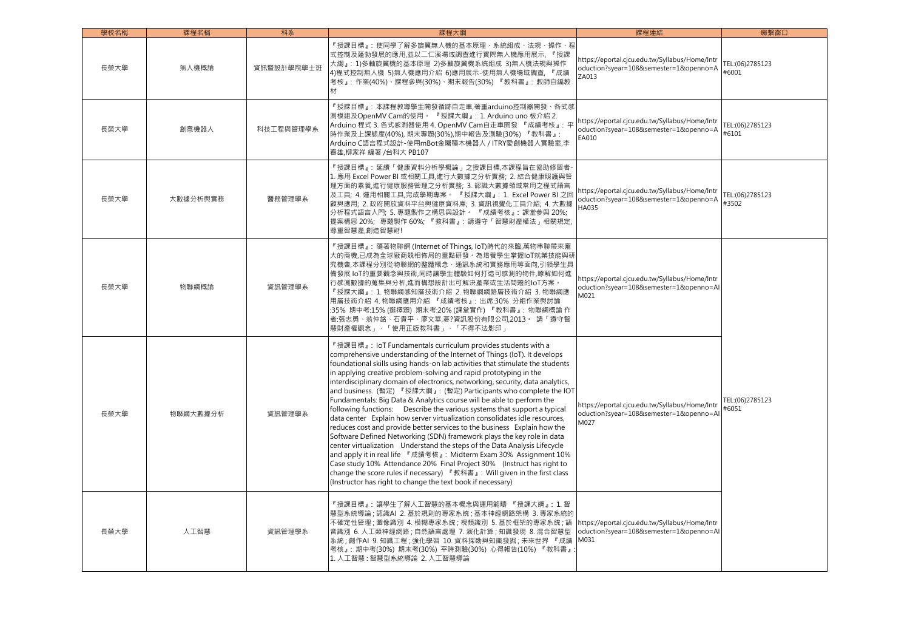| 學校名稱 | 課程名稱 | 科系 | 課程大綱 | 課程連結 | 聯繫窗口 |
| --- | --- | --- | --- | --- | --- |
| 長榮大學 | 無人機概論 | 資訊暨設計學院學士班 | 『授課目標』: 使同學了解多旋翼無人機的基本原理、系統組成、法規、操作、程式控制及蓬勃發展的應用,並以二仁溪場域調查進行實際無人機應用展示, 『授課大綱』: 1)多軸旋翼機的基本原理 2)多軸旋翼機系統組成 3)無人機法規與操作 4)程式控制無人機 5)無人機應用介紹 6)應用展示-使用無人機場域調查, 『成績考核』: 作業(40%)、課程參與(30%)、期末報告(30%) 『教科書』: 教師自編教材 | https://eportal.cjcu.edu.tw/Syllabus/Home/Introduction?syear=108&semester=1&openno=AZA013 | TEL:(06)2785123 #6001 |
| 長榮大學 | 創意機器人 | 科技工程與管理學系 | 『授課目標』: 本課程教導學生開發循跡自走車,著重arduino控制器開發、各式感測模組及OpenMV Cam的使用。 『授課大綱』: 1. Arduino uno 板介紹 2. Arduino 程式 3. 各式感測器使用 4. OpenMV Cam自走車開發 『成績考核』: 平時作業及上課態度(40%), 期末專題(30%),期中報告及測驗(30%) 『教科書』: Arduino C語言程式設計-使用mBot金屬積木機器人 / ITRY愛創機器人實驗室,李春雄,柳家祥 編著 /台科大 PB107 | https://eportal.cjcu.edu.tw/Syllabus/Home/Introduction?syear=108&semester=1&openno=AEA010 | TEL:(06)2785123 #6101 |
| 長榮大學 | 大數據分析與實務 | 醫務管理學系 | 『授課目標』: 延續「健康資料分析學概論」之授課目標,本課程旨在協助修習者- 1. 應用 Excel Power BI 或相關工具,進行大數據之分析實務; 2. 結合健康照護與管理方面的素養,進行健康服務管理之分析實務; 3. 認識大數據領域常用之程式語言及工具; 4. 運用相關工具,完成學期專案。 『授課大綱』: 1. Excel Power BI 之回顧與應用; 2. 政府開放資料平台與健康資料庫; 3. 資訊視覺化工具介紹; 4. 大數據分析程式語言入門; 5. 專題製作之構思與設計。 『成績考核』: 課堂參與 20%; 提案構思 20%; 專題製作 60%; 『教科書』: 請遵守「智慧財產權法」相關規定,尊重智慧產,創造智慧財! | https://eportal.cjcu.edu.tw/Syllabus/Home/Introduction?syear=108&semester=1&openno=AHA035 | TEL:(06)2785123 #3502 |
| 長榮大學 | 物聯網概論 | 資訊管理學系 | 『授課目標』: 隨著物聯網 (Internet of Things, IoT)時代的來臨,萬物串聯帶來龐大的商機,已成為全球廠商競相佈局的重點研發。為培養學生掌握IoT就業技能與研究機會,本課程分別從物聯網的整體概念、通訊系統和實務應用等面向,引領學生具備發展 IoT的重要觀念與技術,同時讓學生體驗如何打造可感測的物件,瞭解如何進行感測數據的蒐集與分析,進而構想設計出可解決產業或生活問題的IoT方案。 『授課大綱』: 1. 物聯網感知層技術介紹 2. 物聯網網路層技術介紹 3. 物聯網應用層技術介紹 4. 物聯網應用介紹 『成績考核』: 出席:30% 分組作業與討論 :35% 期中考:15% (選擇題) 期末考:20% (課堂實作) 『教科書』: 物聯網概論 作者:張志勇、翁仲銘、石貴平、廖文華,碁?資訊股份有限公司,2013。 請「遵守智慧財產權觀念」、「使用正版教科書」、「不得不法影印」 | https://eportal.cjcu.edu.tw/Syllabus/Home/Introduction?syear=108&semester=1&openno=AIM021 | TEL:(06)2785123 #6051 |
| 長榮大學 | 物聯網大數據分析 | 資訊管理學系 | 『授課目標』: IoT Fundamentals curriculum provides students with a comprehensive understanding of the Internet of Things (IoT). It develops foundational skills using hands-on lab activities that stimulate the students in applying creative problem-solving and rapid prototyping in the interdisciplinary domain of electronics, networking, security, data analytics, and business. (暫定) 『授課大綱』: (暫定) Participants who complete the IOT Fundamentals: Big Data & Analytics course will be able to perform the following functions: Describe the various systems that support a typical data center Explain how server virtualization consolidates idle resources, reduces cost and provide better services to the business Explain how the Software Defined Networking (SDN) framework plays the key role in data center virtualization Understand the steps of the Data Analysis Lifecycle and apply it in real life 『成績考核』: Midterm Exam 30% Assignment 10% Case study 10% Attendance 20% Final Project 30% (Instruct has right to change the score rules if necessary) 『教科書』: Will given in the first class (Instructor has right to change the text book if necessary) | https://eportal.cjcu.edu.tw/Syllabus/Home/Introduction?syear=108&semester=1&openno=AIM027 | |
| 長榮大學 | 人工智慧 | 資訊管理學系 | 『授課目標』: 讓學生了解人工智慧的基本概念與運用範疇 『授課大綱』: 1. 智慧型系統導論 ; 認識AI 2. 基於規則的專家系統 ; 基本神經網路架構 3. 專家系統的不確定性管理 ; 圖像識別 4. 模糊專家系統 ; 視頻識別 5. 基於框架的專家系統 ; 語音識別 6. 人工類神經網路 ; 自然語言處理 7. 演化計算 ; 知識發現 8. 混合智慧型系統 ; 創作AI 9. 知識工程 ; 強化學習 10. 資料探勘與知識發掘 ; 未來世界 『成績考核』: 期中考(30%) 期末考(30%) 平時測驗(30%) 心得報告(10%) 『教科書』: 1. 人工智慧 : 智慧型系統導論 2. 人工智慧導論 | https://eportal.cjcu.edu.tw/Syllabus/Home/Introduction?syear=108&semester=1&openno=AIM031 | |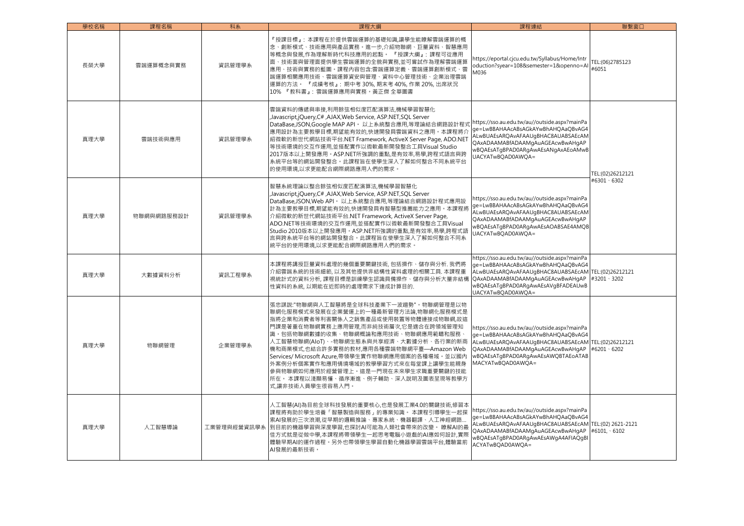| 學校名稱 | 課程名稱 | 科系 | 課程大綱 | 課程連結 | 聯繫窗口 |
|---|---|---|---|---|---|
| 長榮大學 | 雲端運算概念與實務 | 資訊管理學系 | 『授課目標』: 本課程在於提供雲端運算的基礎知識,讓學生能瞭解雲端運算的概念、創新模式、技術應用與產品實務。進一步,介紹物聯網、巨量資料、智慧應用等概念與發展,作為理解新時代科技應用的起點。 『授課大綱』: 課程可從應用面、技術面與管理面提供學生雲端運算的全貌與實務,並可嘗試作為理解雲端運算應用、技術與實務的藍圖。課程內容包含:雲端運算定義、雲端運算創新模式、雲端運算相關應用技術、雲端運算資安與管理、資料中心管理技術、企業治理雲端運算的方法。 『成績考核』: 期中考 30%, 期末考 40%, 作業 20%, 出席狀況10% 『教科書』: 雲端運算應用與實務。黃正傑 全華圖書 | https://eportal.cjcu.edu.tw/Syllabus/Home/Introduction?syear=108&semester=1&openno=AIM036 | TEL:(06)2785123 #6051 |
| 真理大學 | 雲端技術與應用 | 資訊管理學系 | 雲端資料的傳遞與串接,利用餘弦相似度匹配演算法,機械學習智慧化,Javascript,jQuery,C#,AJAX,Web Service, ASP.NET,SQL Server DataBase,JSON,Google MAP API。 以上系統整合應用,等理論結合網路設計程式應用設計為主要教學目標,期望能有效的,快速開發具雲端資料之應用。本課程將介紹微軟的新世代網站技術平台.NET Framework, ActiveX Server Page, ADO.NET等技術環境的交互作運用,並搭配實作以微軟最新開發整合工具Visual Studio 2017版本以上開發應用。ASP.NET所強調的重點,是有效率,易學,跨程式語言與跨系統平台等的網站開發整合。此課程旨在使學生深入了解如何整合不同系統平台的使用環境,以求更能配合網際網路應用人們的需求。 | https://sso.au.edu.tw/au//outside.aspx?mainPage=LwBBAHAAcABsAGkAYwBhAHQAaQBvAG4ALwBUAEsARQAvAFAAUgBHAC8AUABSAEcAMQAxADAAMABfADAAMgAuAGEAcwBwAHgAPwBQAEsATgBPAD0ARgAwAEsANgAxAEoAMwBUACYATwBQAD0AWQA= | TEL:(02)26212121 #6301、6302 |
| 真理大學 | 物聯網與網路服務設計 | 資訊管理學系 | 智慧系統理論以整合餘弦相似度匹配演算法,機械學習智慧化,Javascript,jQuery,C#,AJAX,Web Service, ASP.NET,SQL Server DataBase,JSON,Web API。 以上系統整合應用,等理論結合網路設計程式應用設計為主要教學目標,期望能有效的,快速開發具有智慧型推薦能力之應用。本課程將介紹微軟的新世代網站技術平台.NET Framework, ActiveX Server Page, ADO.NET等技術環境的交互作運用,並搭配實作以微軟最新開發整合工具Visual Studio 2010版本以上開發應用。ASP.NET所強調的重點,是有效率,易學,跨程式語言與跨系統平台等的網站開發整合。此課程旨在使學生深入了解如何整合不同系統平台的使用環境,以求更能配合網際網路應用人們的需求。 | https://sso.au.edu.tw/au//outside.aspx?mainPage=LwBBAHAAcABsAGkAYwBhAHQAaQBvAG4ALwBUAEsARQAvAFAAUgBHAC8AUABSAEcAMQAxADAAMABfADAAMgAuAGEAcwBwAHgAPwBQAEsATgBPAD0ARgAwAEsAOABSAE4AMQBUACYATwBQAD0AWQA= | |
| 真理大學 | 大數據資料分析 | 資訊工程學系 | 本課程將講授巨量資料處理的幾個重要關鍵技術, 包括操作、儲存與分析. 我們將介紹雲端系統的技術細節, 以及其他提供非結構性資料處理的相關工具. 本課程重視結構式的資料分析, 課程目標是訓練學生認識具備操作、儲存與分析大量非結構性資料的系統, 以期能在近即時的處理需求下達成計算目的. | https://sso.au.edu.tw/au//outside.aspx?mainPage=LwBBAHAAcABsAGkAYwBhAHQAaQBvAG4ALwBUAEsARQAvAFAAUgBHAC8AUABSAEcAMQAxADAAMABfADAAMgAuAGEAcwBwAHgAPwBQAEsATgBPAD0ARgAwAEsAVgBFADEAUwBUACYATwBQAD0AWQA= | TEL:(02)26212121 #3201、3202 |
| 真理大學 | 物聯網管理 | 企業管理學系 | 張忠謀說:"物聯網與人工智慧將是全球科技產業下一波趨勢"。物聯網管理是以物聯網化服務模式來發展在企業營運上的一種最新管理方法論,物聯網化服務模式是指將企業和消費者等利害關係人之銷售產品或使用裝置等物體連接成物聯網,故這門課是著重在物聯網實務上應用管理,而非純技術層次,它是適合在跨領域管理知識。包括物聯網數據的收集、物聯網概論和應用技術、物聯網應用範疇和服務、人工智慧物聯網(AIoT)、-物聯網生態系與共享經濟、大數據分析、各行業的新商機和商業模式,也結合許多實務的教材,應用各種雲端物聯網平臺—Amazon Web Services/ Microsoft Azure,帶領學生實作物聯網應用個案的各種場域。並以國內外案例分析個案實作和應用情境場域的教學學習方式來在每堂課上讓學生能親身參與物聯網如何應用於經營管理上。這是一門現在未來學生求職重要關鍵的技能所在。 本課程以淺顯易懂、循序漸進、例子輔助、深入說明及圖表呈現等教學方式,讓非技術人員學生很容易入門。 | https://sso.au.edu.tw/au//outside.aspx?mainPage=LwBBAHAAcABsAGkAYwBhAHQAaQBvAG4ALwBUAEsARQAvAFAAUgBHAC8AUABSAEcAMQAxADAAMABfADAAMgAuAGEAcwBwAHgAPwBQAEsATgBPAD0ARgAwAEsAWQBTAEoATABUACYATwBQAD0AWQA= | TEL:(02)26212121 #6201、6202 |
| 真理大學 | 人工智慧導論 | 工業管理與經營資訊學系 | 人工智慧(AI)為目前全球科技發展的重要核心,也是發展工業4.0的關鍵技術,修習本課程將有助於學生培養「智慧製造與服務」的專業知識。 本課程引導學生一起探索AI發展的三次浪潮,從早期的邏輯推論、專家系統、機器翻譯、人工神經網路...到目前的機器學習與深度學習,也探討AI可能為人類社會帶來的改變。 瞭解AI的最佳方式就是從做中學,本課程將帶領學生一起思考電腦小遊戲的AI應如何設計,實際體驗早期AI的運作過程。另外也帶領學生學習自動化機器學習雲端平台,體驗當前AI發展的最新技術。 | https://sso.au.edu.tw/au//outside.aspx?mainPage=LwBBAHAAcABsAGkAYwBhAHQAaQBvAG4ALwBUAEsARQAvAFAAUgBHAC8AUABSAEcAMQAxADAAMABfADAAMgAuAGEAcwBwAHgAPwBQAEsATgBPAD0ARgAwAEsAWgA4AFIAQgBIACYATwBQAD0AWQA= | TEL:(02) 2621-2121 #6101、6102 |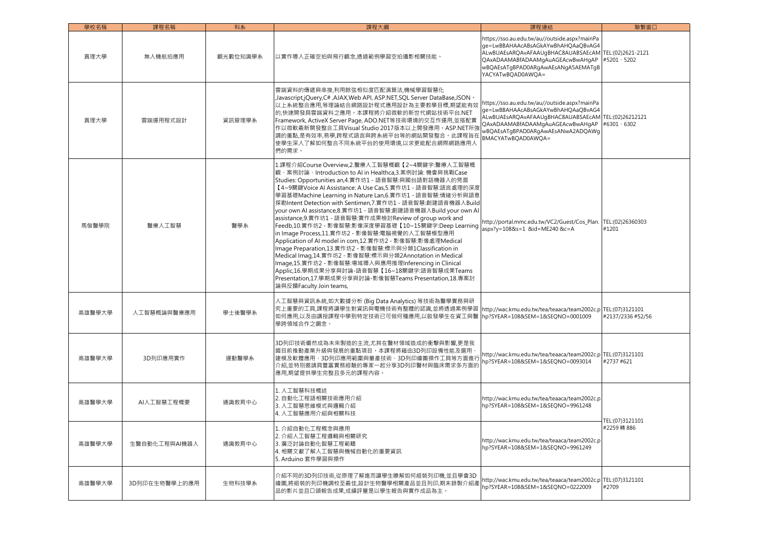| 學校名稱 | 課程名稱 | 科系 | 課程大綱 | 課程連結 | 聯繫窗口 |
| --- | --- | --- | --- | --- | --- |
| 真理大學 | 無人機航拍應用 | 觀光數位知識學系 | 以實作導入正確空拍與飛行觀念,透過範例學習空拍攝影相關技能。 | https://sso.au.edu.tw/au//outside.aspx?mainPage=LwBBAHAAcABsAGkAYwBhAHQAaQBvAG4ALwBUAEsARQAvAFAAUgBHAC8AUABSAEcAMQAxADAAMABfADAAMgAuAGEAcwBwAHgAPwBQAEsATgBPAD0ARgAwAEsANgA5AEMATgBYACYATwBQAD0AWQA= | TEL:(02)2621-2121 #5201、5202 |
| 真理大學 | 雲端運用程式設計 | 資訊管理學系 | 雲端資料的傳遞與串接,利用餘弦相似度匹配演算法,機械學習智慧化 ,Javascript,jQuery,C# ,AJAX,Web API, ASP.NET,SQL Server DataBase,JSON。以上系統整合應用,等理論結合網路設計程式應用設計為主要教學目標,期望能有效的,快速開發具雲端資料之應用。本課程將介紹微軟的新世代網站技術平台.NET Framework, ActiveX Server Page, ADO.NET等技術環境的交互作運用,並搭配實作以微軟最新開發整合工具Visual Studio 2017版本以上開發應用。ASP.NET所強調的重點,是有效率,易學,跨程式語言與跨系統平台等的網站開發整合。此課程旨在使學生深入了解如何整合不同系統平台的使用環境,以求更能配合網際網路應用人們的需求。 | https://sso.au.edu.tw/au//outside.aspx?mainPage=LwBBAHAAcABsAGkAYwBhAHQAaQBvAG4ALwBUAEsARQAvAFAAUgBHAC8AUABSAEcAMQAxADAAMABfADAAMgAuAGEAcwBwAHgAPwBQAEsATgBPAD0ARgAwAEsANwA2ADQAWgBMACYATwBQAD0AWQA= | TEL:(02)26212121 #6301、6302 |
| 馬偕醫學院 | 醫療人工智慧 | 醫學系 | 1.課程介紹Course Overview,2.醫療人工智慧概觀【2~4關鍵字:醫療人工智慧概觀、案例討論、Introduction to AI in Healthca,3.案例討論: 機會與挑戰Case Studies: Opportunities an,4.實作坊1 - 語音智慧:與國台語對話機器人的見面【4~9關鍵Voice AI Assistance: A Use Cas,5.實作坊1 - 語音智慧:語言處理的深度學習基礎Machine Learning in Nature Lan,6.實作坊1 - 語音智慧:情緒分析與語意探勘Intent Detection with Sentimen,7.實作坊1 - 語音智慧:創建語音機器人Build your own AI assistance,8.實作坊1 - 語音智慧:創建語音機器人Build your own AI assistance,9.實作坊1 - 語音智慧:實作成果檢討Review of group work and Feedb,10.實作坊2 - 影像智慧:影像深度學習基礎【10~15關鍵字:Deep Learning in Image Process,11.實作坊2 - 影像智慧:電腦視覺的人工智慧模型應用Application of AI model in com,12.實作坊2 - 影像智慧:影像處理Medical Image Preparation,13.實作坊2 - 影像智慧:標示與分類1Classification in Medical Imag,14.實作坊2 - 影像智慧:標示與分類2Annotation in Medical Image,15.實作坊2 - 影像智慧:場域導入與應用推理Inferencing in Clinical Applic,16.學期成果分享與討論-語音智慧【16~18關鍵字:語音智慧成果Teams Presentation,17.學期成果分享與討論-影像智慧Teams Presentation,18.專案討論與反饋Faculty Join teams, | http://portal.mmc.edu.tw/VC2/Guest/Cos_Plan.aspx?y=108&s=1 &id=ME240 &c=A | TEL:(02)26360303 #1201 |
| 高雄醫學大學 | 人工智慧概論與醫療應用 | 學士後醫學系 | 人工智慧與資訊系統,如大數據分析 (Big Data Analytics) 等技術為醫學實務與研究上重要的工具,課程將讓學生對資訊與電機技術有整體的認識,並將透過案例學習如何應用,以及由講授課程中學到特定技術已可做何種應用,以啟發學生在資工與醫學跨領域合作之網念。 | http://wac.kmu.edu.tw/tea/teaaca/team2002c.php?SYEAR=108&SEM=1&SEQNO=0001009 | TEL:(07)3121101 #2137/2336 #52/56 |
| 高雄醫學大學 | 3D列印應用實作 | 運動醫學系 | 3D列印技術儼然成為未來製造的主流,尤其在醫材領域造成的衝擊與影響,更是我國目前推動產業升級與發展的重點項目。本課程將藉由3D列印設備性能及選用、建模及軟體應用、3D列印應用範圍與量產技術、3D列印繪圖操作工具等方面進行介紹,並特別邀請具豐富實務經驗的專家一起分享3D列印醫材與臨床需求多方面的應用,期望提供學生完整且多元的課程內容。 | http://wac.kmu.edu.tw/tea/teaaca/team2002c.php?SYEAR=108&SEM=1&SEQNO=0093014 | TEL:(07)3121101 #2737 #621 |
| 高雄醫學大學 | AI人工智慧工程概要 | 通識教育中心 | 1. 人工智慧科技概述<br>2. 自動化工程語相關技術應用介紹<br>3. 人工智慧思維模式與邏輯介紹<br>4. 人工智慧應用介紹與相關科技 | http://wac.kmu.edu.tw/tea/teaaca/team2002c.php?SYEAR=108&SEM=1&SEQNO=9961248 | TEL:(07)3121101 #2259 轉 886 |
| 高雄醫學大學 | 生醫自動化工程與AI機器人 | 通識教育中心 | 1. 介紹自動化工程概念與應用<br>2. 介紹人工智慧工程邏輯與相關研究<br>3. 廣泛討論自動化智慧工程範疇<br>4. 相關文獻了解人工智慧與機械自動化的重要資訊<br>5. Arduino 套件學習與操作 | http://wac.kmu.edu.tw/tea/teaaca/team2002c.php?SYEAR=108&SEM=1&SEQNO=9961249 | TEL:(07)3121101 #2259 轉 886 |
| 高雄醫學大學 | 3D列印在生物醫學上的應用 | 生物科技學系 | 介紹不同的3D列印技術,從原理了解進而讓學生瞭解如何組裝列印機,並且學會3D繪圖,將組裝的列印機調校至最佳,設計生物醫學相關產品並且列印,期末錄製介紹產品的影片並且口頭報告成果,成績評量是以學生報告與實作成品為主。 | http://wac.kmu.edu.tw/tea/teaaca/team2002c.php?SYEAR=108&SEM=1&SEQNO=0222009 | TEL:(07)3121101 #2709 |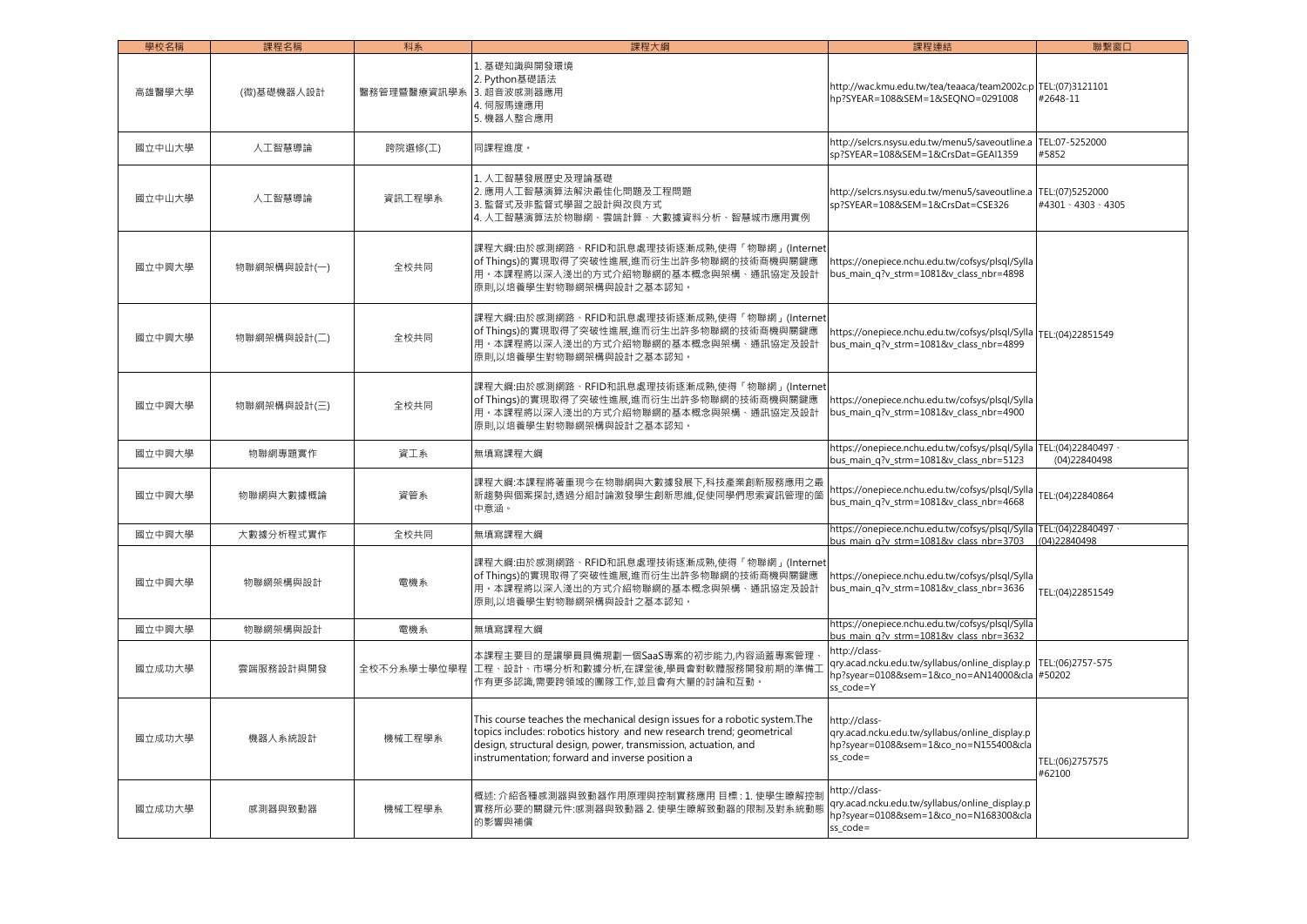| 學校名稱 | 課程名稱 | 科系 | 課程大綱 | 課程連結 | 聯繫窗口 |
| --- | --- | --- | --- | --- | --- |
| 高雄醫學大學 | (微)基礎機器人設計 | 醫務管理暨醫療資訊學系 | 1. 基礎知識與開發環境<br>2. Python基礎語法<br>3. 超音波感測器應用<br>4. 伺服馬達應用<br>5. 機器人整合應用 | http://wac.kmu.edu.tw/tea/teaaca/team2002c.php?SYEAR=108&SEM=1&SEQNO=0291008 | TEL:(07)3121101 #2648-11 |
| 國立中山大學 | 人工智慧導論 | 跨院選修(工) | 同課程進度。 | http://selcrs.nsysu.edu.tw/menu5/saveoutline.asp?SYEAR=108&SEM=1&CrsDat=GEAI1359 | TEL:07-5252000 #5852 |
| 國立中山大學 | 人工智慧導論 | 資訊工程學系 | 1. 人工智慧發展歷史及理論基礎<br>2. 應用人工智慧演算法解決最佳化問題及工程問題<br>3. 監督式及非監督式學習之設計與改良方式<br>4. 人工智慧演算法於物聯網、雲端計算、大數據資料分析、智慧城市應用實例 | http://selcrs.nsysu.edu.tw/menu5/saveoutline.asp?SYEAR=108&SEM=1&CrsDat=CSE326 | TEL:(07)5252000 #4301、4303、4305 |
| 國立中興大學 | 物聯網架構與設計(一) | 全校共同 | 課程大綱:由於感測網路、RFID和訊息處理技術逐漸成熟,使得「物聯網」(Internet of Things)的實現取得了突破性進展,進而衍生出許多物聯網的技術商機與關鍵應用。本課程將以深入淺出的方式介紹物聯網的基本概念與架構、通訊協定及設計原則,以培養學生對物聯網架構與設計之基本認知。 | https://onepiece.nchu.edu.tw/cofsys/plsql/Syllabus_main_q?v_strm=1081&v_class_nbr=4898 | TEL:(04)22851549 |
| 國立中興大學 | 物聯網架構與設計(二) | 全校共同 | 課程大綱:由於感測網路、RFID和訊息處理技術逐漸成熟,使得「物聯網」(Internet of Things)的實現取得了突破性進展,進而衍生出許多物聯網的技術商機與關鍵應用。本課程將以深入淺出的方式介紹物聯網的基本概念與架構、通訊協定及設計原則,以培養學生對物聯網架構與設計之基本認知。 | https://onepiece.nchu.edu.tw/cofsys/plsql/Syllabus_main_q?v_strm=1081&v_class_nbr=4899 | |
| 國立中興大學 | 物聯網架構與設計(三) | 全校共同 | 課程大綱:由於感測網路、RFID和訊息處理技術逐漸成熟,使得「物聯網」(Internet of Things)的實現取得了突破性進展,進而衍生出許多物聯網的技術商機與關鍵應用。本課程將以深入淺出的方式介紹物聯網的基本概念與架構、通訊協定及設計原則,以培養學生對物聯網架構與設計之基本認知。 | https://onepiece.nchu.edu.tw/cofsys/plsql/Syllabus_main_q?v_strm=1081&v_class_nbr=4900 | |
| 國立中興大學 | 物聯網專題實作 | 資工系 | 無填寫課程大綱 | https://onepiece.nchu.edu.tw/cofsys/plsql/Syllabus_main_q?v_strm=1081&v_class_nbr=5123 | TEL:(04)22840497、(04)22840498 |
| 國立中興大學 | 物聯網與大數據概論 | 資管系 | 課程大綱:本課程將著重現今在物聯網與大數據發展下,科技產業創新服務應用之最新趨勢與個案探討,透過分組討論激發學生創新思維,促使同學們思索資訊管理的箇中意涵。 | https://onepiece.nchu.edu.tw/cofsys/plsql/Syllabus_main_q?v_strm=1081&v_class_nbr=4668 | TEL:(04)22840864 |
| 國立中興大學 | 大數據分析程式實作 | 全校共同 | 無填寫課程大綱 | https://onepiece.nchu.edu.tw/cofsys/plsql/Syllabus_main_q?v_strm=1081&v_class_nbr=3703 | TEL:(04)22840497、(04)22840498 |
| 國立中興大學 | 物聯網架構與設計 | 電機系 | 課程大綱:由於感測網路、RFID和訊息處理技術逐漸成熟,使得「物聯網」(Internet of Things)的實現取得了突破性進展,進而衍生出許多物聯網的技術商機與關鍵應用。本課程將以深入淺出的方式介紹物聯網的基本概念與架構、通訊協定及設計原則,以培養學生對物聯網架構與設計之基本認知。 | https://onepiece.nchu.edu.tw/cofsys/plsql/Syllabus_main_q?v_strm=1081&v_class_nbr=3636 | TEL:(04)22851549 |
| 國立中興大學 | 物聯網架構與設計 | 電機系 | 無填寫課程大綱 | https://onepiece.nchu.edu.tw/cofsys/plsql/Syllabus_main_q?v_strm=1081&v_class_nbr=3632 | |
| 國立成功大學 | 雲端服務設計與開發 | 全校不分系學士學位學程 | 本課程主要目的是讓學員具備規劃一個SaaS專案的初步能力,內容涵蓋專案管理、工程、設計、市場分析和數據分析,在課堂後,學員會對軟體服務開發前期的準備工作有更多認識,需要跨領域的團隊工作,並且會有大量的討論和互動。 | http://class-qry.acad.ncku.edu.tw/syllabus/online_display.php?syear=0108&sem=1&co_no=AN14000&class_code=Y | TEL:(06)2757-575 #50202 |
| 國立成功大學 | 機器人系統設計 | 機械工程學系 | This course teaches the mechanical design issues for a robotic system.The topics includes: robotics history and new research trend; geometrical design, structural design, power, transmission, actuation, and instrumentation; forward and inverse position a | http://class-qry.acad.ncku.edu.tw/syllabus/online_display.php?syear=0108&sem=1&co_no=N155400&class_code= | TEL:(06)2757575 #62100 |
| 國立成功大學 | 感測器與致動器 | 機械工程學系 | 概述: 介紹各種感測器與致動器作用原理與控制實務應用 目標：1. 使學生瞭解控制實務所必要的關鍵元件:感測器與致動器 2. 使學生瞭解致動器的限制及對系統動態的影響與補償 | http://class-qry.acad.ncku.edu.tw/syllabus/online_display.php?syear=0108&sem=1&co_no=N168300&class_code= | |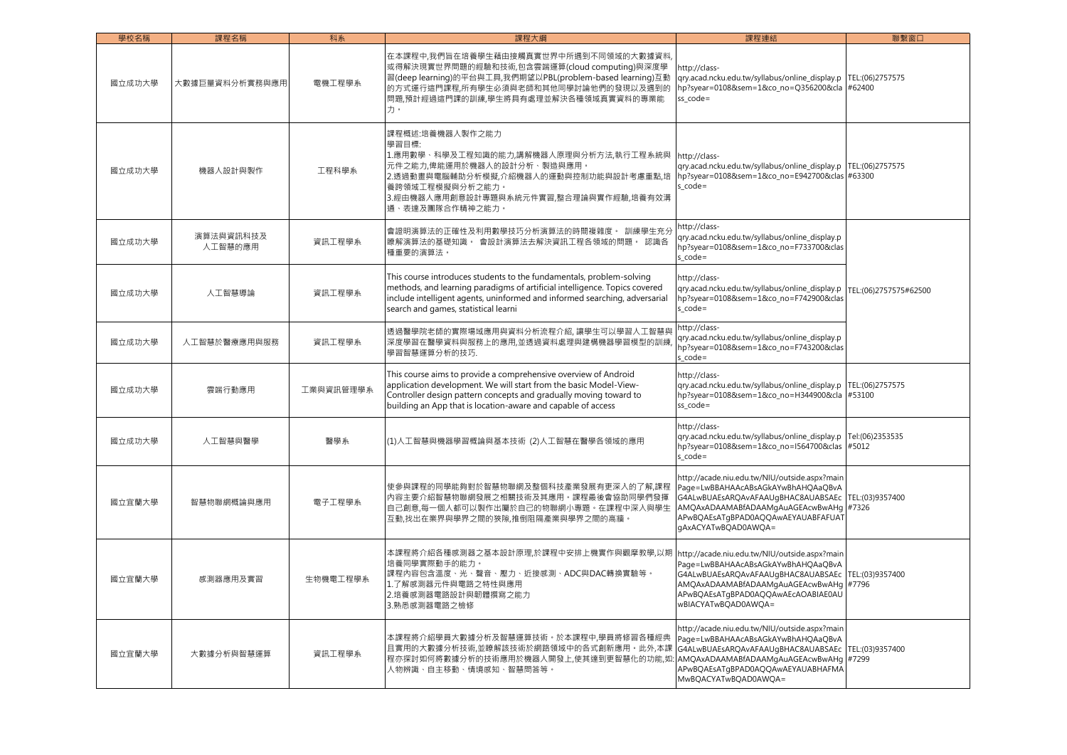| 學校名稱 | 課程名稱 | 科系 | 課程大綱 | 課程連結 | 聯繫窗口 |
| --- | --- | --- | --- | --- | --- |
| 國立成功大學 | 大數據巨量資料分析實務與應用 | 電機工程學系 | 在本課程中,我們旨在培養學生藉由接觸真實世界中所遇到不同領域的大數據資料,或得解決現實世界問題的經驗和技術,包含雲端運算(cloud computing)與深度學習(deep learning)的平台與工具,我們期望以PBL(problem-based learning)互動的方式運行這門課程,所有學生必須與老師和其他同學討論他們的發現以及遇到的問題,預計經過這門課的訓練,學生將具有處理並解決各種領域真實資料的專業能力。 | http://class-qry.acad.ncku.edu.tw/syllabus/online_display.php?syear=0108&sem=1&co_no=Q356200&class_code= | TEL:(06)2757575 #62400 |
| 國立成功大學 | 機器人設計與製作 | 工程科學系 | 課程概述:培養機器人製作之能力<br>學習目標:<br>1.應用數學、科學及工程知識的能力,講解機器人原理與分析方法,執行工程系統與元件之能力,俾能運用於機器人的設計分析、製造與應用。<br>2.透過動畫與電腦輔助分析模擬,介紹機器人的運動與控制功能與設計考慮重點,培養跨領域工程模擬與分析之能力。<br>3.經由機器人應用創意設計專題與系統元件實習,整合理論與實作經驗,培養有效溝通、表達及團隊合作精神之能力。 | http://class-qry.acad.ncku.edu.tw/syllabus/online_display.php?syear=0108&sem=1&co_no=E942700&class_code= | TEL:(06)2757575 #63300 |
| 國立成功大學 | 演算法與資訊科技及人工智慧的應用 | 資訊工程學系 | 會證明演算法的正確性及利用數學技巧分析演算法的時間複雜度。 訓練學生充分瞭解演算法的基礎知識。 會設計演算法去解決資訊工程各領域的問題。 認識各種重要的演算法。 | http://class-qry.acad.ncku.edu.tw/syllabus/online_display.php?syear=0108&sem=1&co_no=F733700&class_code= | TEL:(06)2757575#62500 |
| 國立成功大學 | 人工智慧導論 | 資訊工程學系 | This course introduces students to the fundamentals, problem-solving methods, and learning paradigms of artificial intelligence. Topics covered include intelligent agents, uninformed and informed searching, adversarial search and games, statistical learni | http://class-qry.acad.ncku.edu.tw/syllabus/online_display.php?syear=0108&sem=1&co_no=F742900&class_code= | |
| 國立成功大學 | 人工智慧於醫療應用與服務 | 資訊工程學系 | 透過醫學院老師的實際場域應用與資料分析流程介紹, 讓學生可以學習人工智慧與深度學習在醫學資料與服務上的應用,並透過資料處理與建構機器學習模型的訓練,學習智慧運算分析的技巧. | http://class-qry.acad.ncku.edu.tw/syllabus/online_display.php?syear=0108&sem=1&co_no=F743200&class_code= | |
| 國立成功大學 | 雲端行動應用 | 工業與資訊管理學系 | This course aims to provide a comprehensive overview of Android application development. We will start from the basic Model-View-Controller design pattern concepts and gradually moving toward to building an App that is location-aware and capable of access | http://class-qry.acad.ncku.edu.tw/syllabus/online_display.php?syear=0108&sem=1&co_no=H344900&class_code= | TEL:(06)2757575 #53100 |
| 國立成功大學 | 人工智慧與醫學 | 醫學系 | (1)人工智慧與機器學習概論與基本技術 (2)人工智慧在醫學各領域的應用 | http://class-qry.acad.ncku.edu.tw/syllabus/online_display.php?syear=0108&sem=1&co_no=I564700&class_code= | Tel:(06)2353535 #5012 |
| 國立宜蘭大學 | 智慧物聯網概論與應用 | 電子工程學系 | 使參與課程的同學能夠對於智慧物聯網及整個科技產業發展有更深入的了解,課程內容主要介紹智慧物聯網發展之相關技術及其應用。課程最後會協助同學們發揮自己的創意,每一個人都可以製作出屬於自己的物聯網小專題。在課程中深入與學生互動,找出在業界與學界之間的狹隙,推倒阻隔產業與學界之間的高牆。 | http://acade.niu.edu.tw/NIU/outside.aspx?mainPage=LwBBAHAAcABsAGkAYwBhAHQAaQBvAG4ALwBUAEsARQAvAFAAUgBHAC8AUABSAEcAMQAxADAAMABfADAAMgAuAGEAcwBwAHgAPwBQAEsATgBPAD0AQQAwAEYAUABFAFAAUATgAxACYATwBQAD0AWQA= | TEL:(03)9357400 #7326 |
| 國立宜蘭大學 | 感測器應用及實習 | 生物機電工程學系 | 本課程將介紹各種感測器之基本設計原理,於課程中安排上機實作與觀摩教學,以期培養同學實際動手的能力。<br>課程內容包含溫度、光、聲音、壓力、近接感測、ADC與DAC轉換實驗等。<br>1.了解感測器元件與電路之特性與應用<br>2.培養感測器電路設計與韌體撰寫之能力<br>3.熟悉感測器電路之檢修 | http://acade.niu.edu.tw/NIU/outside.aspx?mainPage=LwBBAHAAcABsAGkAYwBhAHQAaQBvAG4ALwBUAEsARQAvAFAAUgBHAC8AUABSAEcAMQAxADAAMABfADAAMgAuAGEAcwBwAHgAPwBQAEsATgBPAD0AQQAwAEcAOABIAE0AUwBIACYATwBQAD0AWQA= | TEL:(03)9357400 #7796 |
| 國立宜蘭大學 | 大數據分析與智慧運算 | 資訊工程學系 | 本課程將介紹學員大數據分析及智慧運算技術。於本課程中,學員將修習各種經典且實用的大數據分析技術,並瞭解該技術於網路領域中的各式創新應用。此外,本課程亦探討如何將數據分析的技術應用於機器人開發上,使其達到更智慧化的功能,如:人物辨識、自主移動、情境感知、智慧問答等。 | http://acade.niu.edu.tw/NIU/outside.aspx?mainPage=LwBBAHAAcABsAGkAYwBhAHQAaQBvAG4ALwBUAEsARQAvAFAAUgBHAC8AUABSAEcAMQAxADAAMABfADAAMgAuAGEAcwBwAHgAPwBQAEsATgBPAD0AQQAwAEYAUABHAFMAMwBQACYATwBQAD0AWQA= | TEL:(03)9357400 #7299 |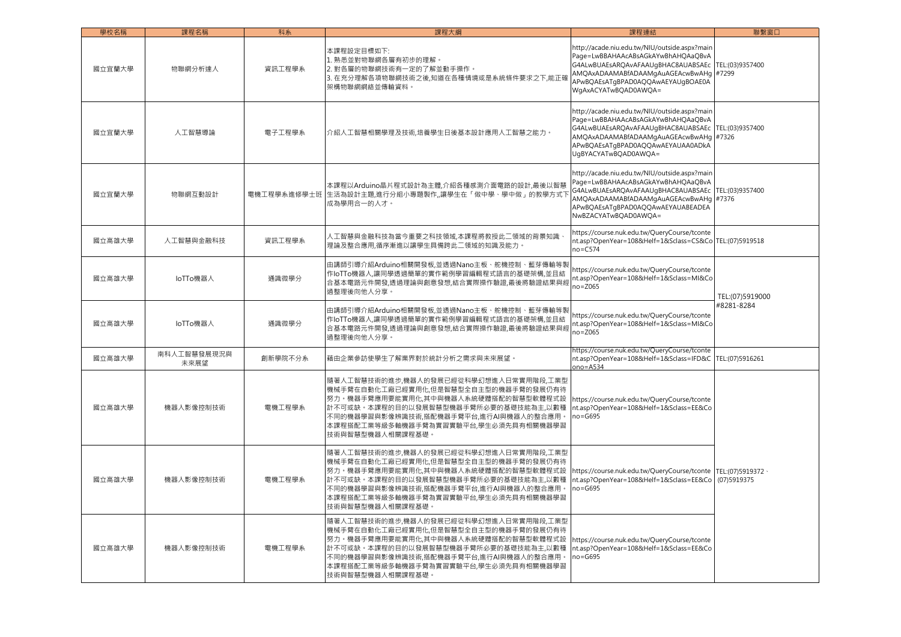| 學校名稱 | 課程名稱 | 科系 | 課程大綱 | 課程連結 | 聯繫窗口 |
|---|---|---|---|---|---|
| 國立宜蘭大學 | 物聯網分析達人 | 資訊工程學系 | 本課程設定目標如下:<br>1. 熟悉並對物聯網各層有初步的理解。<br>2. 對各層的物聯網技術有一定的了解並動手操作。<br>3. 在充分理解各項物聯網技術之後,知道在各種情境或是系統條件要求之下,能正確架構物聯網網絡並傳輸資料。 | http://acade.niu.edu.tw/NIU/outside.aspx?mainPage=LwBBAHAAcABsAGkAYwBhAHQAaQBvAG4ALwBUAEsARQAvAFAAUgBHAC8AUABSAEcAMQAxADAAMABfADAAMgAuAGEAcwBwAHgAPwBQAEsATgBPAD0AQQAwAEYAUgBOAE0AWgAxACYATwBQAD0AWQA= | TEL:(03)9357400 #7299 |
| 國立宜蘭大學 | 人工智慧導論 | 電子工程學系 | 介紹人工智慧相關學理及技術,培養學生日後基本設計應用人工智慧之能力。 | http://acade.niu.edu.tw/NIU/outside.aspx?mainPage=LwBBAHAAcABsAGkAYwBhAHQAaQBvAG4ALwBUAEsARQAvAFAAUgBHAC8AUABSAEcAMQAxADAAMABfADAAMgAuAGEAcwBwAHgAPwBQAEsATgBPAD0AQQAwAEYAUAA0ADkAUgBYACYATwBQAD0AWQA= | TEL:(03)9357400 #7326 |
| 國立宜蘭大學 | 物聯網互動設計 | 電機工程學系進修學士班 | 本課程以Arduino晶片程式設計為主體,介紹各種感測介面電路的設計,最後以智慧生活為設計主題,進行分組小專題製作,,讓學生在「做中學、學中做」的教學方式下成為學用合一的人才。 | http://acade.niu.edu.tw/NIU/outside.aspx?mainPage=LwBBAHAAcABsAGkAYwBhAHQAaQBvAG4ALwBUAEsARQAvAFAAUgBHAC8AUABSAEcAMQAxADAAMABfADAAMgAuAGEAcwBwAHgAPwBQAEsATgBPAD0AQQAwAEYAUABBAEADEANwBZACYATwBQAD0AWQA= | TEL:(03)9357400 #7376 |
| 國立高雄大學 | 人工智慧與金融科技 | 資訊工程學系 | 人工智慧與金融科技為當今重要之科技領域,本課程將教授此二領域的背景知識、理論及整合應用,循序漸進以讓學生具備跨此二領域的知識及能力。 | https://course.nuk.edu.tw/QueryCourse/tcontent.asp?OpenYear=108&Helf=1&Sclass=CS&Cono=C574 | TEL:(07)5919518 |
| 國立高雄大學 | IoTTo機器人 | 通識微學分 | 由講師引導介紹Arduino相關開發板,並透過Nano主板、舵機控制、藍芽傳輸等製作IoTTo機器人,讓同學透過簡單的實作範例學習編輯程式語言的基礎架構,並且結合基本電路元件開發,透過理論與創意發想,結合實際操作驗證,最後將驗證結果與經過整理後向他人分享。 | https://course.nuk.edu.tw/QueryCourse/tcontent.asp?OpenYear=108&Helf=1&Sclass=MI&Cono=Z065 | TEL:(07)5919000 #8281-8284 |
| 國立高雄大學 | IoTTo機器人 | 通識微學分 | 由講師引導介紹Arduino相關開發板,並透過Nano主板、舵機控制、藍芽傳輸等製作IoTTo機器人,讓同學透過簡單的實作範例學習編輯程式語言的基礎架構,並且結合基本電路元件開發,透過理論與創意發想,結合實際操作驗證,最後將驗證結果與經過整理後向他人分享。 | https://course.nuk.edu.tw/QueryCourse/tcontent.asp?OpenYear=108&Helf=1&Sclass=MI&Cono=Z065 | |
| 國立高雄大學 | 南科人工智慧發展現況與未來展望 | 創新學院不分系 | 藉由企業參訪使學生了解業界對於統計分析之需求與未來展望。 | https://course.nuk.edu.tw/QueryCourse/tcontent.asp?OpenYear=108&Helf=1&Sclass=IFD&Cono=A534 | TEL:(07)5916261 |
| 國立高雄大學 | 機器人影像控制技術 | 電機工程學系 | 隨著人工智慧技術的進步,機器人的發展已經從科學幻想進入日常實用階段,工業型機械手臂在自動化工廠已經實用化,但是智慧型全自主型的機器手臂的發展仍有待努力。機器手臂應用要能實用化,其中與機器人系統硬體搭配的智慧型軟體程式設計不可或缺。本課程的目的以發展智慧型機器手臂所必要的基礎技能為主,以數種不同的機器學習與影像辨識技術,搭配機器手臂平台,進行AI與機器人的整合應用。本課程搭配工業等級多軸機器手臂為實習實驗平台,學生必須先具有相關機器學習技術與智慧型機器人相關課程基礎。 | https://course.nuk.edu.tw/QueryCourse/tcontent.asp?OpenYear=108&Helf=1&Sclass=EE&Cono=G695 | TEL:(07)5919372、(07)5919375 |
| 國立高雄大學 | 機器人影像控制技術 | 電機工程學系 | 隨著人工智慧技術的進步,機器人的發展已經從科學幻想進入日常實用階段,工業型機械手臂在自動化工廠已經實用化,但是智慧型全自主型的機器手臂的發展仍有待努力。機器手臂應用要能實用化,其中與機器人系統硬體搭配的智慧型軟體程式設計不可或缺。本課程的目的以發展智慧型機器手臂所必要的基礎技能為主,以數種不同的機器學習與影像辨識技術,搭配機器手臂平台,進行AI與機器人的整合應用。本課程搭配工業等級多軸機器手臂為實習實驗平台,學生必須先具有相關機器學習技術與智慧型機器人相關課程基礎。 | https://course.nuk.edu.tw/QueryCourse/tcontent.asp?OpenYear=108&Helf=1&Sclass=EE&Cono=G695 | |
| 國立高雄大學 | 機器人影像控制技術 | 電機工程學系 | 隨著人工智慧技術的進步,機器人的發展已經從科學幻想進入日常實用階段,工業型機械手臂在自動化工廠已經實用化,但是智慧型全自主型的機器手臂的發展仍有待努力。機器手臂應用要能實用化,其中與機器人系統硬體搭配的智慧型軟體程式設計不可或缺。本課程的目的以發展智慧型機器手臂所必要的基礎技能為主,以數種不同的機器學習與影像辨識技術,搭配機器手臂平台,進行AI與機器人的整合應用。本課程搭配工業等級多軸機器手臂為實習實驗平台,學生必須先具有相關機器學習技術與智慧型機器人相關課程基礎。 | https://course.nuk.edu.tw/QueryCourse/tcontent.asp?OpenYear=108&Helf=1&Sclass=EE&Cono=G695 | |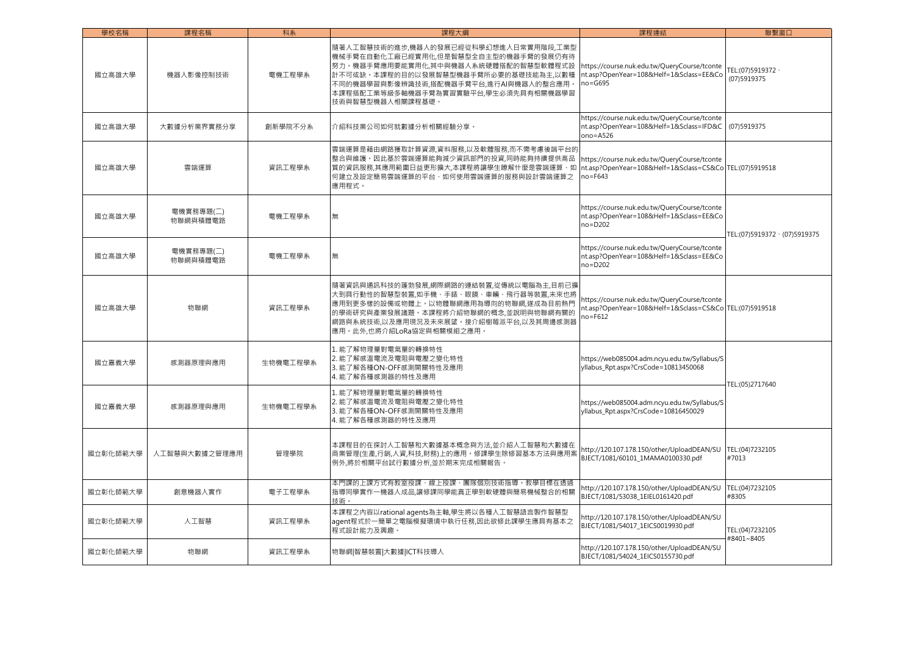| 學校名稱 | 課程名稱 | 科系 | 課程大綱 | 課程連結 | 聯繫窗口 |
|---|---|---|---|---|---|
| 國立高雄大學 | 機器人影像控制技術 | 電機工程學系 | 隨著人工智慧技術的進步,機器人的發展已經從科學幻想進入日常實用階段,工業型機械手臂在自動化工廠已經實用化,但是智慧型全自主型的機器手臂的發展仍有待努力。機器手臂應用要能實用化,其中與機器人系統硬體搭配的智慧型軟體程式設計不可或缺。本課程的目的以發展智慧型機器手臂所必要的基礎技能為主,以數種不同的機器學習與影像辨識技術,搭配機器手臂平台,進行AI與機器人的整合應用。本課程搭配工業等級多軸機器手臂為實習實驗平台,學生必須先具有相關機器學習技術與智慧型機器人相關課程基礎。 | https://course.nuk.edu.tw/QueryCourse/tcontent.asp?OpenYear=108&Helf=1&Sclass=EE&Cono=G695 | TEL:(07)5919372、(07)5919375 |
| 國立高雄大學 | 大數據分析業界實務分享 | 創新學院不分系 | 介紹科技業公司如何就數據分析相關經驗分享。 | https://course.nuk.edu.tw/QueryCourse/tcontent.asp?OpenYear=108&Helf=1&Sclass=IFD&Cono=A526 | (07)5919375 |
| 國立高雄大學 | 雲端運算 | 資訊工程學系 | 雲端運算是藉由網路獲取計算資源,資料服務,以及軟體服務,而不需考慮後端平台的整合與維護。因此基於雲端運算能夠減少資訊部門的投資,同時能夠持續提供高品質的資訊服務,其應用範圍日益更形擴大,本課程將讓學生瞭解什麼是雲端運算、如何建立及設定簡易雲端運算的平台、如何使用雲端運算的服務與設計雲端運算之應用程式。 | https://course.nuk.edu.tw/QueryCourse/tcontent.asp?OpenYear=108&Helf=1&Sclass=CS&Cono=F643 | TEL:(07)5919518 |
| 國立高雄大學 | 電機實務專題(二)<br>物聯網與積體電路 | 電機工程學系 | 無 | https://course.nuk.edu.tw/QueryCourse/tcontent.asp?OpenYear=108&Helf=1&Sclass=EE&Cono=D202 | TEL:(07)5919372、(07)5919375 |
| 國立高雄大學 | 電機實務專題(二)<br>物聯網與積體電路 | 電機工程學系 | 無 | https://course.nuk.edu.tw/QueryCourse/tcontent.asp?OpenYear=108&Helf=1&Sclass=EE&Cono=D202 | |
| 國立高雄大學 | 物聯網 | 資訊工程學系 | 隨著資訊與通訊科技的蓬勃發展,網際網路的連結裝置,從傳統以電腦為主,目前已擴大到具行動性的智慧型裝置,如手機、手錶、眼鏡、車輛、飛行器等等裝置,未來也將應用到更多樣的設備或物體上。以物體聯網應用為導向的物聯網,遂成為目前熱門的學術研究與產業發展議題。本課程將介紹物聯網的概念,並說明與物聯網有關的網路與系統技術,以及應用現況及未來展望。接介紹樹莓派平台,以及其周邊感測器應用。此外,也將介紹LoRa協定與相關模組之應用。 | https://course.nuk.edu.tw/QueryCourse/tcontent.asp?OpenYear=108&Helf=1&Sclass=CS&Cono=F612 | TEL:(07)5919518 |
| 國立嘉義大學 | 感測器原理與應用 | 生物機電工程學系 | 1. 能了解物理量對電氣量的轉換特性<br>2. 能了解感溫電流及電阻與電壓之變化特性<br>3. 能了解各種ON-OFF感測開關特性及應用<br>4. 能了解各種感測器的特性及應用 | https://web085004.adm.ncyu.edu.tw/Syllabus/Syllabus_Rpt.aspx?CrsCode=10813450068 | TEL:(05)2717640 |
| 國立嘉義大學 | 感測器原理與應用 | 生物機電工程學系 | 1. 能了解物理量對電氣量的轉換特性<br>2. 能了解感溫電流及電阻與電壓之變化特性<br>3. 能了解各種ON-OFF感測開關特性及應用<br>4. 能了解各種感測器的特性及應用 | https://web085004.adm.ncyu.edu.tw/Syllabus/Syllabus_Rpt.aspx?CrsCode=10816450029 | |
| 國立彰化師範大學 | 人工智慧與大數據之管理應用 | 管理學院 | 本課程目的在探討人工智慧和大數據基本概念與方法,並介紹人工智慧和大數據在商業管理(生產,行銷,人資,科技,財務)上的應用。修課學生除修習基本方法與應用案例外,將於相關平台試行數據分析,並於期末完成相關報告。 | http://120.107.178.150/other/UploadDEAN/SUBJECT/1081/60101_1MAMA0100330.pdf | TEL:(04)7232105 #7013 |
| 國立彰化師範大學 | 創意機器人實作 | 電子工程學系 | 本門課的上課方式有教室授課、線上授課、團隊個別技術指導。教學目標在透過指導同學實作一機器人成品,讓修課同學能真正學到軟硬體與簡易機械整合的相關技術。 | http://120.107.178.150/other/UploadDEAN/SUBJECT/1081/53038_1EIEL0161420.pdf | TEL:(04)7232105 #8305 |
| 國立彰化師範大學 | 人工智慧 | 資訊工程學系 | 本課程之內容以rational agents為主軸,學生將以各種人工智慧語言製作智慧型agent程式於一簡單之電腦模擬環境中執行任務,因此欲修此課學生應具有基本之程式設計能力及興趣。 | http://120.107.178.150/other/UploadDEAN/SUBJECT/1081/54017_1EICS0019930.pdf | TEL:(04)7232105 #8401~8405 |
| 國立彰化師範大學 | 物聯網 | 資訊工程學系 | 物聯網\|智慧裝置\|大數據\|ICT科技導入 | http://120.107.178.150/other/UploadDEAN/SUBJECT/1081/54024_1EICS0155730.pdf | |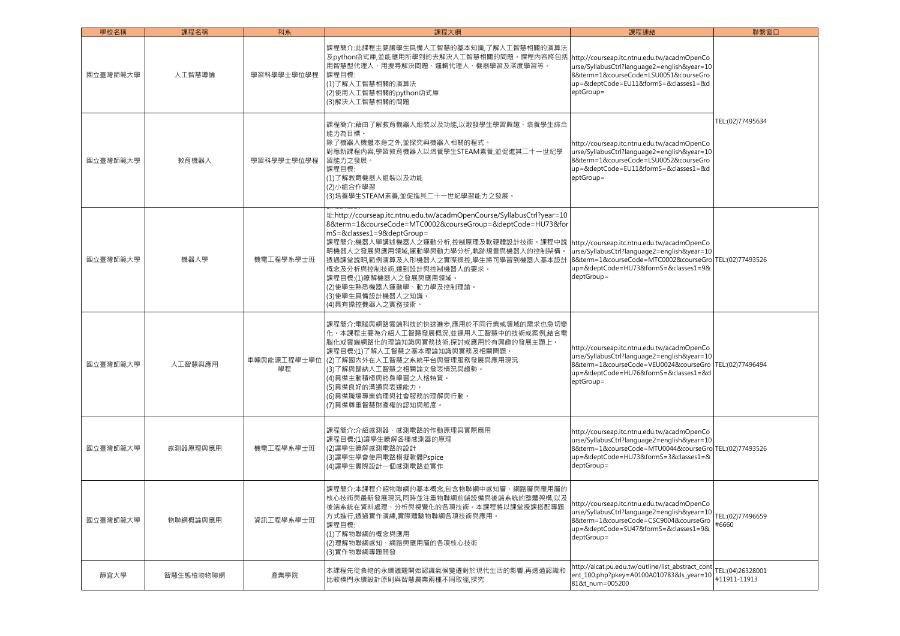| 學校名稱 | 課程名稱 | 科系 | 課程大綱 | 課程連結 | 聯繫窗口 |
|---|---|---|---|---|---|
| 國立臺灣師範大學 | 人工智慧導論 | 學習科學學士學位學程 | 課程簡介:此課程主要讓學生具備人工智慧的基本知識,了解人工智慧相關的演算法及python函式庫,並能應用所學到的去解決人工智慧相關的問題。課程內容將包括用智慧型代理人、用搜尋解決問題、邏輯代理人、機器學習及深度學習等。<br>課程目標:<br>(1)了解人工智慧相關的演算法<br>(2)使用人工智慧相關的python函式庫<br>(3)解決人工智慧相關的問題 | http://courseap.itc.ntnu.edu.tw/acadmOpenCourse/SyllabusCtrl?language2=english&year=108&term=1&courseCode=LSU0051&courseGroup=&deptCode=EU11&formS=&classes1=&deptGroup= | TEL:(02)77495634 |
| 國立臺灣師範大學 | 教育機器人 | 學習科學學士學位學程 | 課程簡介:藉由了解教育機器人組裝以及功能,以激發學生學習興趣、培養學生綜合能力為目標。<br>除了機器人機體本身之外,並探究與機器人相關的程式。<br>對應新課程內容,學習教育機器人以培養學生STEAM素養,並促進其二十一世紀學習能力之發展。<br>課程目標:<br>(1)了解教育機器人組裝以及功能<br>(2)小組合作學習<br>(3)培養學生STEAM素養,並促進其二十一世紀學習能力之發展。 | http://courseap.itc.ntnu.edu.tw/acadmOpenCourse/SyllabusCtrl?language2=english&year=108&term=1&courseCode=LSU0052&courseGroup=&deptCode=EU11&formS=&classes1=&deptGroup= | |
| 國立臺灣師範大學 | 機器人學 | 機電工程學系學士班 | 址:http://courseap.itc.ntnu.edu.tw/acadmOpenCourse/SyllabusCtrl?year=108&term=1&courseCode=MTC0002&courseGroup=&deptCode=HU73&formS=&classes1=9&deptGroup=<br>課程簡介:機器人學講述機器人之運動分析,控制原理及軟硬體設計技術。課程中說明機器人之發展與應用領域,運動學與動力學分析,軌跡規畫與機器人的控制架構。透過課堂說明,範例演算及人形機器人之實際操控,學生將可學習到機器人基本設計概念及分析與控制技術,達到設計與控制機器人的要求。<br>課程目標:(1)瞭解機器人之發展與應用領域。<br>(2)使學生熟悉機器人運動學、動力學及控制理論。<br>(3)使學生具備設計機器人之知識。<br>(4)具有操控機器人之實務技術。 | http://courseap.itc.ntnu.edu.tw/acadmOpenCourse/SyllabusCtrl?language2=english&year=108&term=1&courseCode=MTC0002&courseGroup=&deptCode=HU73&formS=&classes1=9&deptGroup= | TEL:(02)77493526 |
| 國立臺灣師範大學 | 人工智慧與應用 | 車輛與能源工程學士學位學程 | 課程簡介:電腦與網路雲端科技的快速進步,應用於不同行業或領域的需求也急切變化。本課程主要為介紹人工智慧發展概況,並運用人工智慧中的技術或案例,結合電腦化或雲端網路化的理論知識與實務技術,探討或應用於有興趣的發展主題上。<br>課程目標:(1)了解人工智慧之基本理論知識與實務及相關問題。<br>(2)了解國內外在人工智慧之系統平台與管理服務發展與應用現況<br>(3)了解與歸納人工智慧之相關論文發表情況與趨勢。<br>(4)具備主動積極與終身學習之人格特質。<br>(5)具備良好的溝通與表達能力。<br>(6)具備職場專業倫理與社會服務的理解與行動。<br>(7)具備尊重智慧財產權的認知與態度。 | http://courseap.itc.ntnu.edu.tw/acadmOpenCourse/SyllabusCtrl?language2=english&year=108&term=1&courseCode=VEU0024&courseGroup=&deptCode=HU76&formS=&classes1=&deptGroup= | TEL:(02)77496494 |
| 國立臺灣師範大學 | 感測器原理與應用 | 機電工程學系學士班 | 課程簡介:介紹感測器、感測電路的作動原理與實際應用<br>課程目標:(1)讓學生瞭解各種感測器的原理<br>(2)讓學生瞭解感測電路的設計<br>(3)讓學生學會使用電路模擬軟體Pspice<br>(4)讓學生實際設計一個感測電路並實作 | http://courseap.itc.ntnu.edu.tw/acadmOpenCourse/SyllabusCtrl?language2=english&year=108&term=1&courseCode=MTU0044&courseGroup=&deptCode=HU73&formS=3&classes1=&deptGroup= | TEL:(02)77493526 |
| 國立臺灣師範大學 | 物聯網概論與應用 | 資訊工程學系學士班 | 課程簡介:本課程介紹物聯網的基本概念,包含物聯網中感知層、網路層與應用層的核心技術與最新發展現況,同時並注重物聯網前端設備與後端系統的整體架構,以及後端系統在資料處理、分析與視覺化的各項技術。本課程將以課堂授課搭配專題方式進行,透過實作演練,實際體驗物聯網各項技術與應用。<br>課程目標:<br>(1)了解物聯網的概念與應用<br>(2)理解物聯網感知、網路與應用層的各項核心技術<br>(3)實作物聯網專題開發 | http://courseap.itc.ntnu.edu.tw/acadmOpenCourse/SyllabusCtrl?language2=english&year=108&term=1&courseCode=CSC9004&courseGroup=&deptCode=SU47&formS=&classes1=9&deptGroup= | TEL:(02)77496659 #6660 |
| 靜宜大學 | 智慧生態植物物聯網 | 產業學院 | 本課程先從食物的永續議題開始認識氣候變遷對於現代生活的影響,再透過認識和比較樸門永續設計原則與智慧農業兩種不同取徑,探究 | http://alcat.pu.edu.tw/outline/list_abstract_content_100.php?pkey=A0100A010783&ls_year=1081&t_num=005200 | TEL:(04)26328001 #11911-11913 |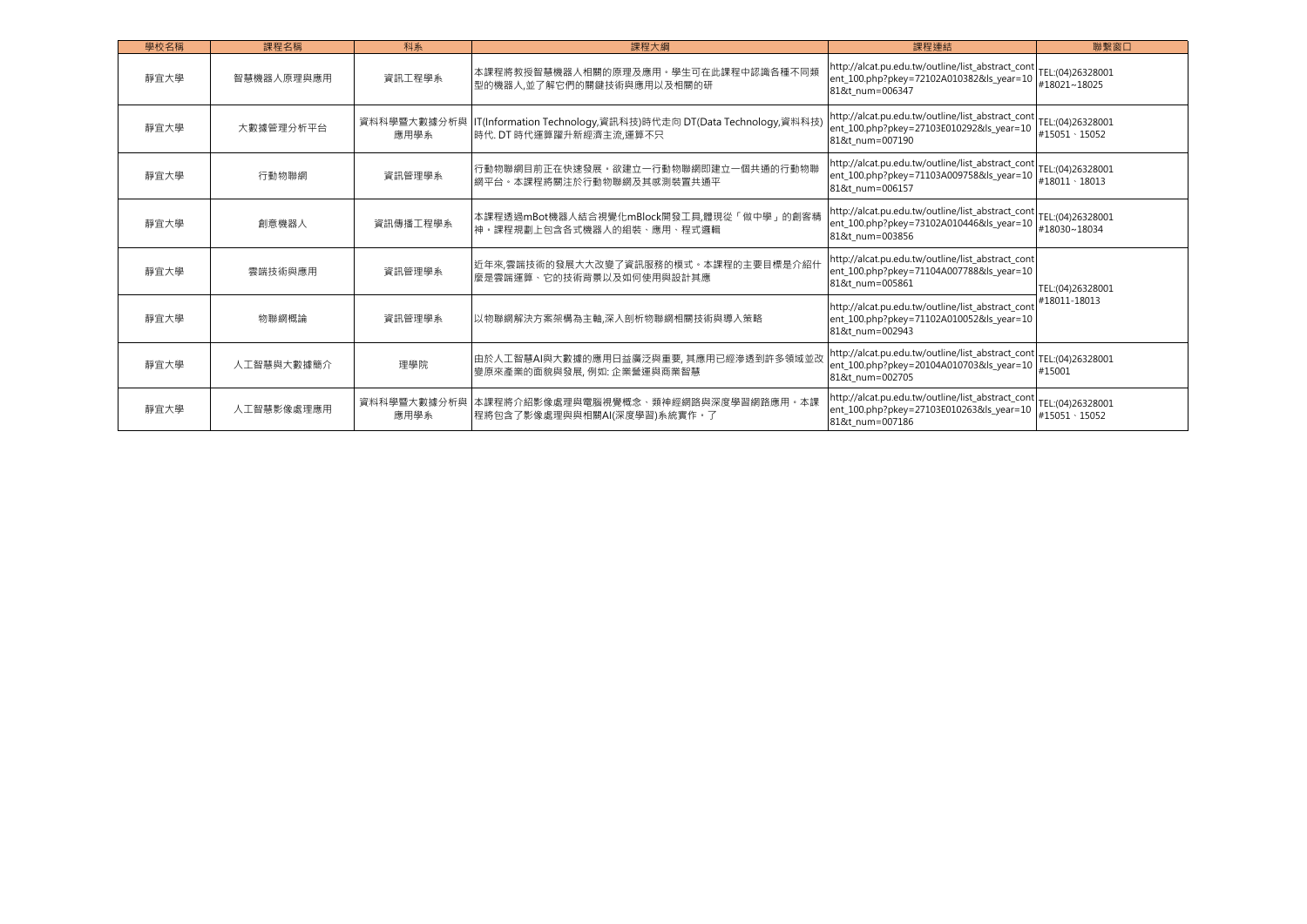| 學校名稱 | 課程名稱 | 科系 | 課程大綱 | 課程連結 | 聯繫窗口 |
| --- | --- | --- | --- | --- | --- |
| 靜宜大學 | 智慧機器人原理與應用 | 資訊工程學系 | 本課程將教授智慧機器人相關的原理及應用。學生可在此課程中認識各種不同類型的機器人,並了解它們的關鍵技術與應用以及相關的研 | http://alcat.pu.edu.tw/outline/list_abstract_content_100.php?pkey=72102A010382&ls_year=1081&t_num=006347 | TEL:(04)26328001 #18021~18025 |
| 靜宜大學 | 大數據管理分析平台 | 資料科學暨大數據分析與應用學系 | IT(Information Technology,資訊科技)時代走向 DT(Data Technology,資料科技)時代. DT 時代運算躍升新經濟主流,運算不只 | http://alcat.pu.edu.tw/outline/list_abstract_content_100.php?pkey=27103E010292&ls_year=1081&t_num=007190 | TEL:(04)26328001 #15051、15052 |
| 靜宜大學 | 行動物聯網 | 資訊管理學系 | 行動物聯網目前正在快速發展。欲建立一行動物聯網即建立一個共通的行動物聯網平台。本課程將關注於行動物聯網及其感測裝置共通平 | http://alcat.pu.edu.tw/outline/list_abstract_content_100.php?pkey=71103A009758&ls_year=1081&t_num=006157 | TEL:(04)26328001 #18011、18013 |
| 靜宜大學 | 創意機器人 | 資訊傳播工程學系 | 本課程透過mBot機器人結合視覺化mBlock開發工具,體現從「做中學」的創客精神。課程規劃上包含各式機器人的組裝、應用、程式邏輯 | http://alcat.pu.edu.tw/outline/list_abstract_content_100.php?pkey=73102A010446&ls_year=1081&t_num=003856 | TEL:(04)26328001 #18030~18034 |
| 靜宜大學 | 雲端技術與應用 | 資訊管理學系 | 近年來,雲端技術的發展大大改變了資訊服務的模式。本課程的主要目標是介紹什麼是雲端運算、它的技術背景以及如何使用與設計其應 | http://alcat.pu.edu.tw/outline/list_abstract_content_100.php?pkey=71104A007788&ls_year=1081&t_num=005861 | TEL:(04)26328001 #18011-18013 |
| 靜宜大學 | 物聯網概論 | 資訊管理學系 | 以物聯網解決方案架構為主軸,深入剖析物聯網相關技術與導入策略 | http://alcat.pu.edu.tw/outline/list_abstract_content_100.php?pkey=71102A010052&ls_year=1081&t_num=002943 | |
| 靜宜大學 | 人工智慧與大數據簡介 | 理學院 | 由於人工智慧AI與大數據的應用日益廣泛與重要, 其應用已經滲透到許多領域並改變原來產業的面貌與發展, 例如: 企業營運與商業智慧 | http://alcat.pu.edu.tw/outline/list_abstract_content_100.php?pkey=20104A010703&ls_year=1081&t_num=002705 | TEL:(04)26328001 #15001 |
| 靜宜大學 | 人工智慧影像處理應用 | 資料科學暨大數據分析與應用學系 | 本課程將介紹影像處理與電腦視覺概念、類神經網路與深度學習網路應用。本課程將包含了影像處理與與相關AI(深度學習)系統實作。了 | http://alcat.pu.edu.tw/outline/list_abstract_content_100.php?pkey=27103E010263&ls_year=1081&t_num=007186 | TEL:(04)26328001 #15051、15052 |